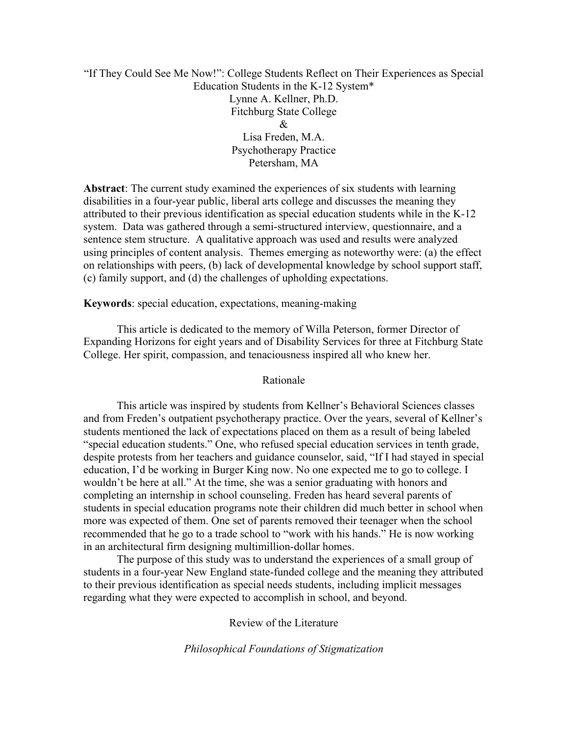# "If They Could See Me Now!": College Students Reflect on Their Experiences as Special Education Students in the K-12 System*

Lynne A. Kellner, Ph.D.
Fitchburg State College
&
Lisa Freden, M.A.
Psychotherapy Practice
Petersham, MA

**Abstract**: The current study examined the experiences of six students with learning disabilities in a four-year public, liberal arts college and discusses the meaning they attributed to their previous identification as special education students while in the K-12 system. Data was gathered through a semi-structured interview, questionnaire, and a sentence stem structure. A qualitative approach was used and results were analyzed using principles of content analysis. Themes emerging as noteworthy were: (a) the effect on relationships with peers, (b) lack of developmental knowledge by school support staff, (c) family support, and (d) the challenges of upholding expectations.

**Keywords**: special education, expectations, meaning-making

This article is dedicated to the memory of Willa Peterson, former Director of Expanding Horizons for eight years and of Disability Services for three at Fitchburg State College. Her spirit, compassion, and tenaciousness inspired all who knew her.

## Rationale

This article was inspired by students from Kellner's Behavioral Sciences classes and from Freden's outpatient psychotherapy practice. Over the years, several of Kellner's students mentioned the lack of expectations placed on them as a result of being labeled "special education students." One, who refused special education services in tenth grade, despite protests from her teachers and guidance counselor, said, "If I had stayed in special education, I'd be working in Burger King now. No one expected me to go to college. I wouldn't be here at all." At the time, she was a senior graduating with honors and completing an internship in school counseling. Freden has heard several parents of students in special education programs note their children did much better in school when more was expected of them. One set of parents removed their teenager when the school recommended that he go to a trade school to "work with his hands." He is now working in an architectural firm designing multimillion-dollar homes.

The purpose of this study was to understand the experiences of a small group of students in a four-year New England state-funded college and the meaning they attributed to their previous identification as special needs students, including implicit messages regarding what they were expected to accomplish in school, and beyond.

## Review of the Literature

### *Philosophical Foundations of Stigmatization*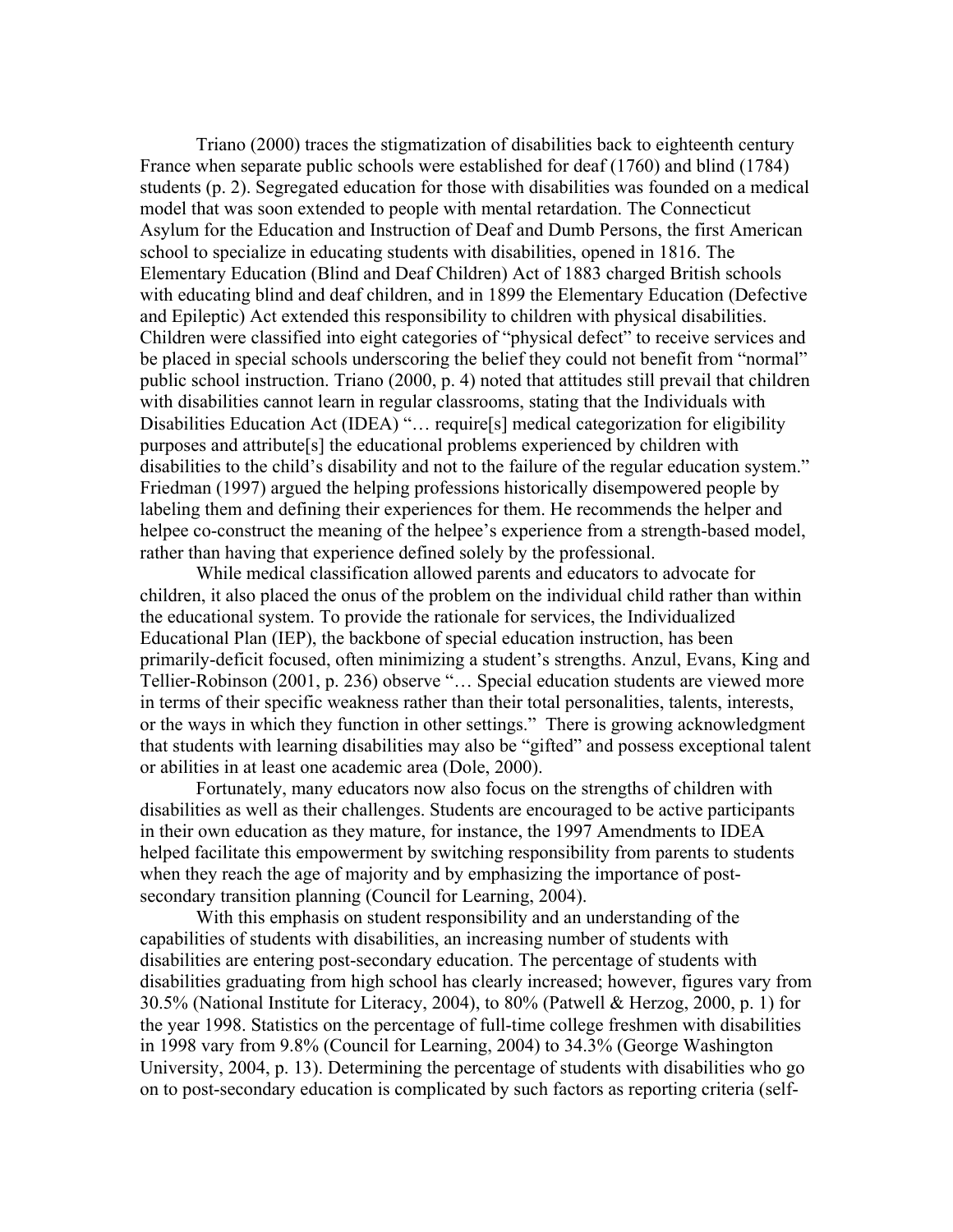Triano (2000) traces the stigmatization of disabilities back to eighteenth century France when separate public schools were established for deaf (1760) and blind (1784) students (p. 2). Segregated education for those with disabilities was founded on a medical model that was soon extended to people with mental retardation. The Connecticut Asylum for the Education and Instruction of Deaf and Dumb Persons, the first American school to specialize in educating students with disabilities, opened in 1816. The Elementary Education (Blind and Deaf Children) Act of 1883 charged British schools with educating blind and deaf children, and in 1899 the Elementary Education (Defective and Epileptic) Act extended this responsibility to children with physical disabilities. Children were classified into eight categories of "physical defect" to receive services and be placed in special schools underscoring the belief they could not benefit from "normal" public school instruction. Triano (2000, p. 4) noted that attitudes still prevail that children with disabilities cannot learn in regular classrooms, stating that the Individuals with Disabilities Education Act (IDEA) "… require[s] medical categorization for eligibility purposes and attribute[s] the educational problems experienced by children with disabilities to the child's disability and not to the failure of the regular education system." Friedman (1997) argued the helping professions historically disempowered people by labeling them and defining their experiences for them. He recommends the helper and helpee co-construct the meaning of the helpee's experience from a strength-based model, rather than having that experience defined solely by the professional.

While medical classification allowed parents and educators to advocate for children, it also placed the onus of the problem on the individual child rather than within the educational system. To provide the rationale for services, the Individualized Educational Plan (IEP), the backbone of special education instruction, has been primarily-deficit focused, often minimizing a student's strengths. Anzul, Evans, King and Tellier-Robinson (2001, p. 236) observe "… Special education students are viewed more in terms of their specific weakness rather than their total personalities, talents, interests, or the ways in which they function in other settings." There is growing acknowledgment that students with learning disabilities may also be "gifted" and possess exceptional talent or abilities in at least one academic area (Dole, 2000).

Fortunately, many educators now also focus on the strengths of children with disabilities as well as their challenges. Students are encouraged to be active participants in their own education as they mature, for instance, the 1997 Amendments to IDEA helped facilitate this empowerment by switching responsibility from parents to students when they reach the age of majority and by emphasizing the importance of post-secondary transition planning (Council for Learning, 2004).

With this emphasis on student responsibility and an understanding of the capabilities of students with disabilities, an increasing number of students with disabilities are entering post-secondary education. The percentage of students with disabilities graduating from high school has clearly increased; however, figures vary from 30.5% (National Institute for Literacy, 2004), to 80% (Patwell & Herzog, 2000, p. 1) for the year 1998. Statistics on the percentage of full-time college freshmen with disabilities in 1998 vary from 9.8% (Council for Learning, 2004) to 34.3% (George Washington University, 2004, p. 13). Determining the percentage of students with disabilities who go on to post-secondary education is complicated by such factors as reporting criteria (self-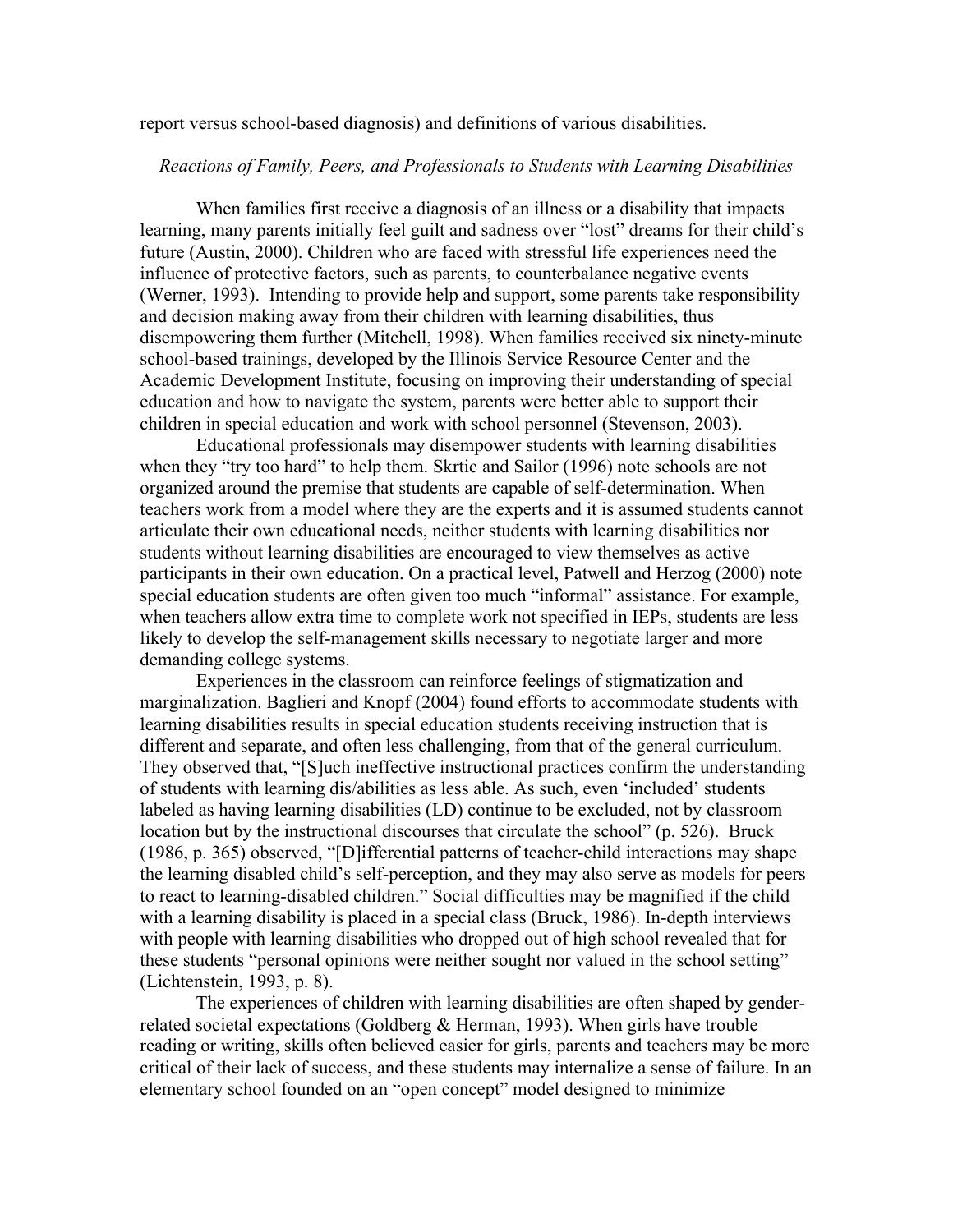report versus school-based diagnosis) and definitions of various disabilities.

*Reactions of Family, Peers, and Professionals to Students with Learning Disabilities*

When families first receive a diagnosis of an illness or a disability that impacts learning, many parents initially feel guilt and sadness over "lost" dreams for their child's future (Austin, 2000). Children who are faced with stressful life experiences need the influence of protective factors, such as parents, to counterbalance negative events (Werner, 1993). Intending to provide help and support, some parents take responsibility and decision making away from their children with learning disabilities, thus disempowering them further (Mitchell, 1998). When families received six ninety-minute school-based trainings, developed by the Illinois Service Resource Center and the Academic Development Institute, focusing on improving their understanding of special education and how to navigate the system, parents were better able to support their children in special education and work with school personnel (Stevenson, 2003).

Educational professionals may disempower students with learning disabilities when they "try too hard" to help them. Skrtic and Sailor (1996) note schools are not organized around the premise that students are capable of self-determination. When teachers work from a model where they are the experts and it is assumed students cannot articulate their own educational needs, neither students with learning disabilities nor students without learning disabilities are encouraged to view themselves as active participants in their own education. On a practical level, Patwell and Herzog (2000) note special education students are often given too much "informal" assistance. For example, when teachers allow extra time to complete work not specified in IEPs, students are less likely to develop the self-management skills necessary to negotiate larger and more demanding college systems.

Experiences in the classroom can reinforce feelings of stigmatization and marginalization. Baglieri and Knopf (2004) found efforts to accommodate students with learning disabilities results in special education students receiving instruction that is different and separate, and often less challenging, from that of the general curriculum. They observed that, "[S]uch ineffective instructional practices confirm the understanding of students with learning dis/abilities as less able. As such, even 'included' students labeled as having learning disabilities (LD) continue to be excluded, not by classroom location but by the instructional discourses that circulate the school" (p. 526). Bruck (1986, p. 365) observed, "[D]ifferential patterns of teacher-child interactions may shape the learning disabled child's self-perception, and they may also serve as models for peers to react to learning-disabled children." Social difficulties may be magnified if the child with a learning disability is placed in a special class (Bruck, 1986). In-depth interviews with people with learning disabilities who dropped out of high school revealed that for these students "personal opinions were neither sought nor valued in the school setting" (Lichtenstein, 1993, p. 8).

The experiences of children with learning disabilities are often shaped by gender-related societal expectations (Goldberg & Herman, 1993). When girls have trouble reading or writing, skills often believed easier for girls, parents and teachers may be more critical of their lack of success, and these students may internalize a sense of failure. In an elementary school founded on an "open concept" model designed to minimize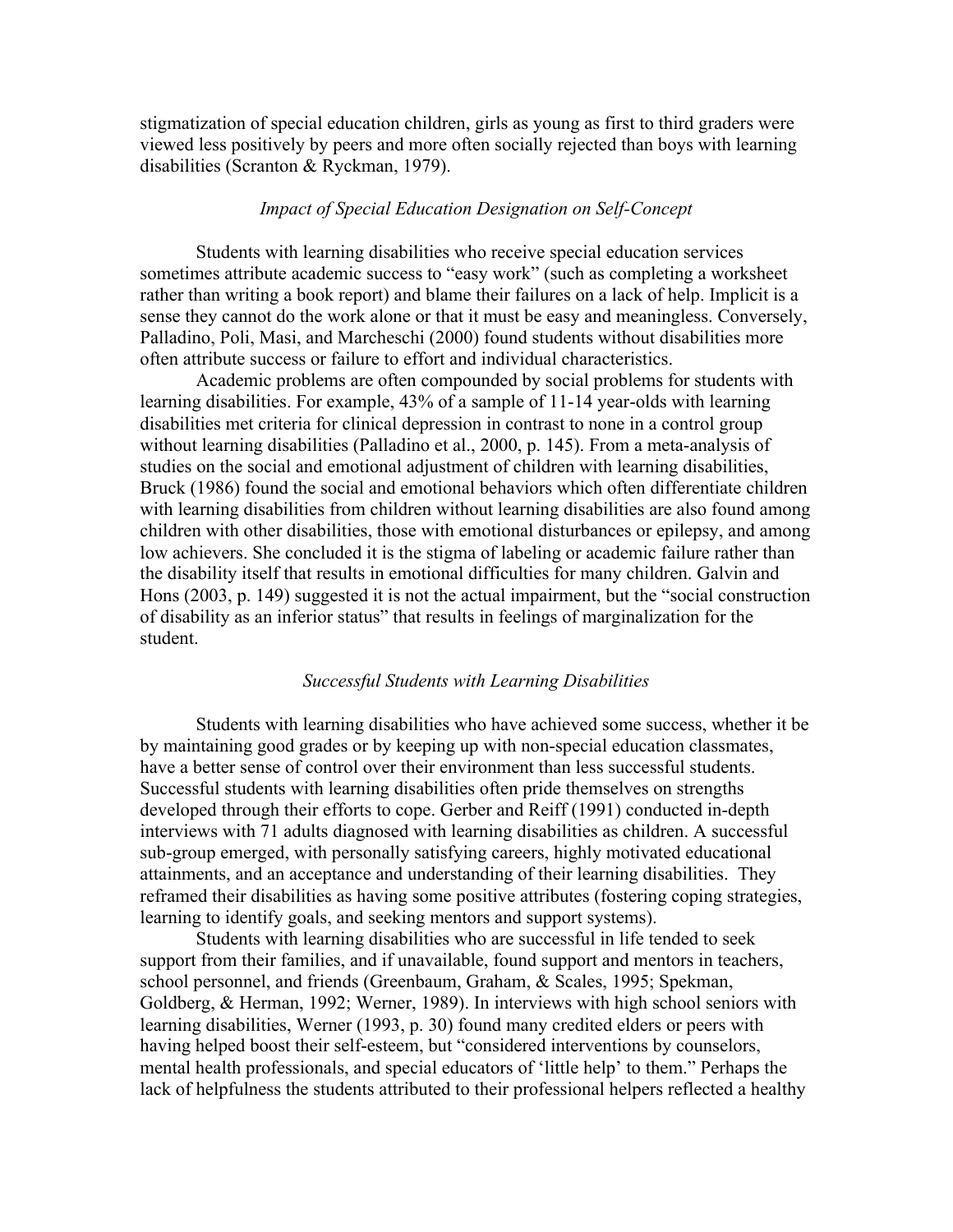stigmatization of special education children, girls as young as first to third graders were viewed less positively by peers and more often socially rejected than boys with learning disabilities (Scranton & Ryckman, 1979).

### *Impact of Special Education Designation on Self-Concept*

Students with learning disabilities who receive special education services sometimes attribute academic success to "easy work" (such as completing a worksheet rather than writing a book report) and blame their failures on a lack of help. Implicit is a sense they cannot do the work alone or that it must be easy and meaningless. Conversely, Palladino, Poli, Masi, and Marcheschi (2000) found students without disabilities more often attribute success or failure to effort and individual characteristics.

Academic problems are often compounded by social problems for students with learning disabilities. For example, 43% of a sample of 11-14 year-olds with learning disabilities met criteria for clinical depression in contrast to none in a control group without learning disabilities (Palladino et al., 2000, p. 145). From a meta-analysis of studies on the social and emotional adjustment of children with learning disabilities, Bruck (1986) found the social and emotional behaviors which often differentiate children with learning disabilities from children without learning disabilities are also found among children with other disabilities, those with emotional disturbances or epilepsy, and among low achievers. She concluded it is the stigma of labeling or academic failure rather than the disability itself that results in emotional difficulties for many children. Galvin and Hons (2003, p. 149) suggested it is not the actual impairment, but the "social construction of disability as an inferior status" that results in feelings of marginalization for the student.

### *Successful Students with Learning Disabilities*

Students with learning disabilities who have achieved some success, whether it be by maintaining good grades or by keeping up with non-special education classmates, have a better sense of control over their environment than less successful students. Successful students with learning disabilities often pride themselves on strengths developed through their efforts to cope. Gerber and Reiff (1991) conducted in-depth interviews with 71 adults diagnosed with learning disabilities as children. A successful sub-group emerged, with personally satisfying careers, highly motivated educational attainments, and an acceptance and understanding of their learning disabilities. They reframed their disabilities as having some positive attributes (fostering coping strategies, learning to identify goals, and seeking mentors and support systems).

Students with learning disabilities who are successful in life tended to seek support from their families, and if unavailable, found support and mentors in teachers, school personnel, and friends (Greenbaum, Graham, & Scales, 1995; Spekman, Goldberg, & Herman, 1992; Werner, 1989). In interviews with high school seniors with learning disabilities, Werner (1993, p. 30) found many credited elders or peers with having helped boost their self-esteem, but "considered interventions by counselors, mental health professionals, and special educators of 'little help' to them." Perhaps the lack of helpfulness the students attributed to their professional helpers reflected a healthy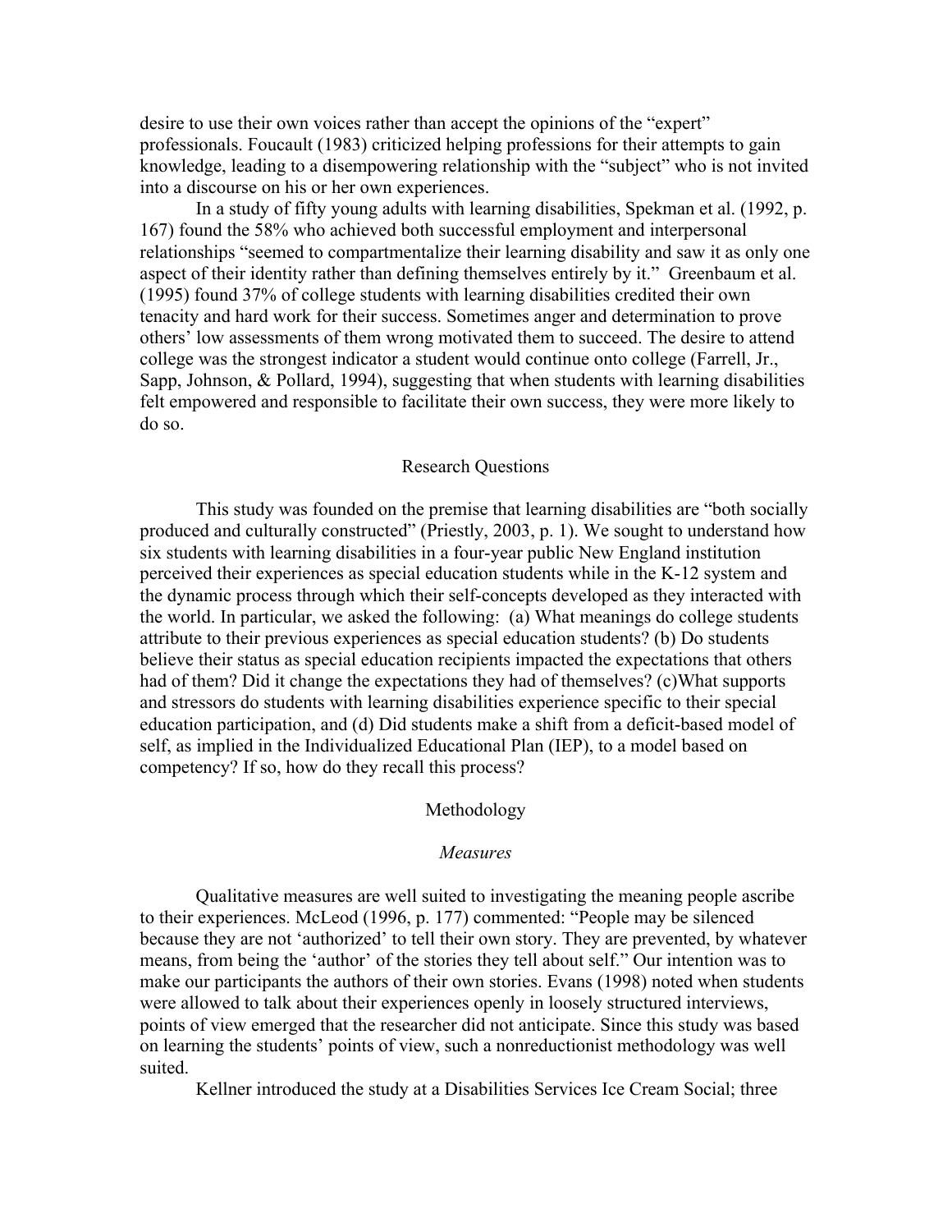desire to use their own voices rather than accept the opinions of the "expert" professionals. Foucault (1983) criticized helping professions for their attempts to gain knowledge, leading to a disempowering relationship with the "subject" who is not invited into a discourse on his or her own experiences.

In a study of fifty young adults with learning disabilities, Spekman et al. (1992, p. 167) found the 58% who achieved both successful employment and interpersonal relationships "seemed to compartmentalize their learning disability and saw it as only one aspect of their identity rather than defining themselves entirely by it." Greenbaum et al. (1995) found 37% of college students with learning disabilities credited their own tenacity and hard work for their success. Sometimes anger and determination to prove others' low assessments of them wrong motivated them to succeed. The desire to attend college was the strongest indicator a student would continue onto college (Farrell, Jr., Sapp, Johnson, & Pollard, 1994), suggesting that when students with learning disabilities felt empowered and responsible to facilitate their own success, they were more likely to do so.

## Research Questions

This study was founded on the premise that learning disabilities are "both socially produced and culturally constructed" (Priestly, 2003, p. 1). We sought to understand how six students with learning disabilities in a four-year public New England institution perceived their experiences as special education students while in the K-12 system and the dynamic process through which their self-concepts developed as they interacted with the world. In particular, we asked the following: (a) What meanings do college students attribute to their previous experiences as special education students? (b) Do students believe their status as special education recipients impacted the expectations that others had of them? Did it change the expectations they had of themselves? (c)What supports and stressors do students with learning disabilities experience specific to their special education participation, and (d) Did students make a shift from a deficit-based model of self, as implied in the Individualized Educational Plan (IEP), to a model based on competency? If so, how do they recall this process?

## Methodology

### *Measures*

Qualitative measures are well suited to investigating the meaning people ascribe to their experiences. McLeod (1996, p. 177) commented: "People may be silenced because they are not 'authorized' to tell their own story. They are prevented, by whatever means, from being the 'author' of the stories they tell about self." Our intention was to make our participants the authors of their own stories. Evans (1998) noted when students were allowed to talk about their experiences openly in loosely structured interviews, points of view emerged that the researcher did not anticipate. Since this study was based on learning the students' points of view, such a nonreductionist methodology was well suited.

Kellner introduced the study at a Disabilities Services Ice Cream Social; three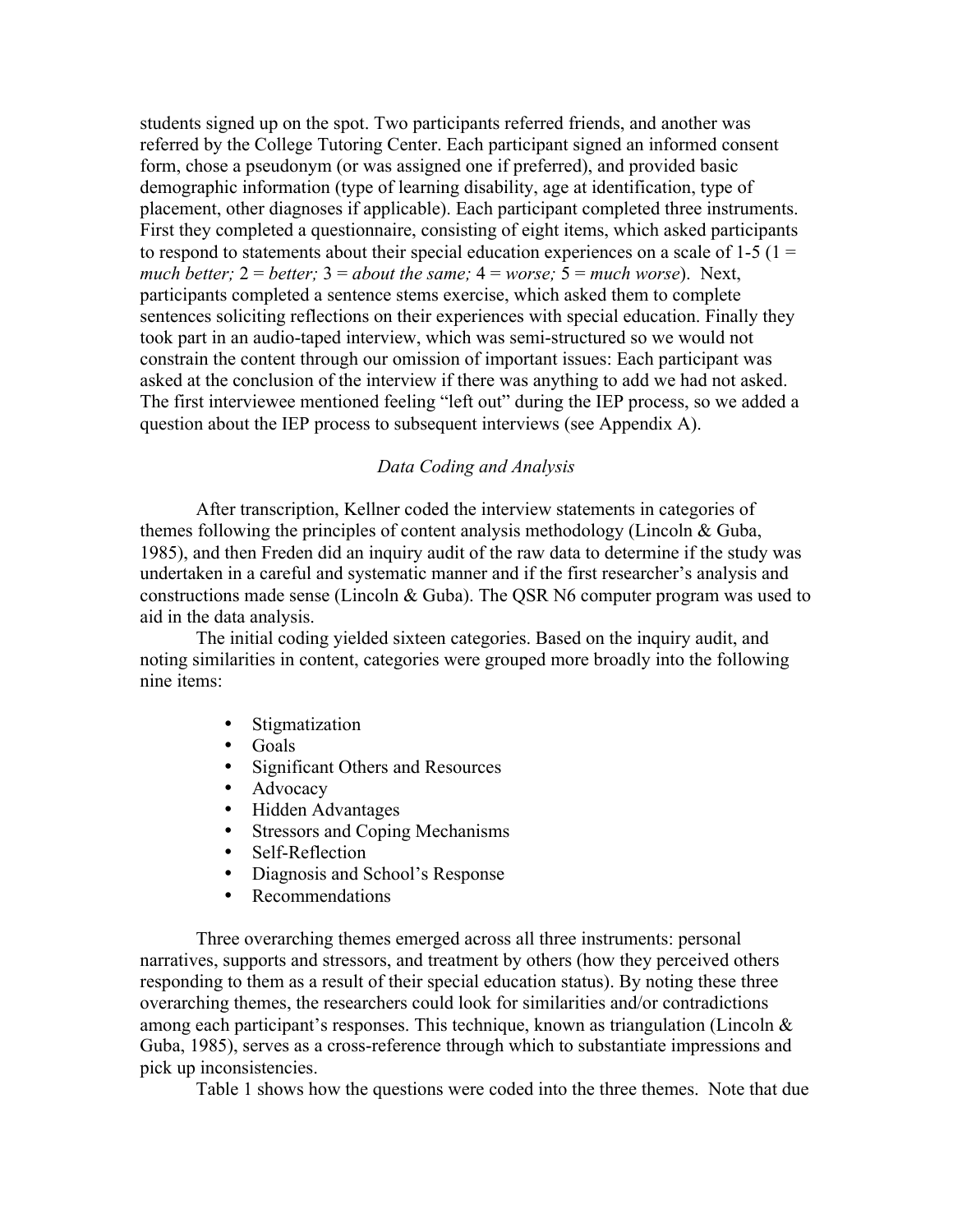students signed up on the spot. Two participants referred friends, and another was referred by the College Tutoring Center. Each participant signed an informed consent form, chose a pseudonym (or was assigned one if preferred), and provided basic demographic information (type of learning disability, age at identification, type of placement, other diagnoses if applicable). Each participant completed three instruments. First they completed a questionnaire, consisting of eight items, which asked participants to respond to statements about their special education experiences on a scale of 1-5 (1 = *much better;* 2 = *better;* 3 = *about the same;* 4 = *worse;* 5 = *much worse*). Next, participants completed a sentence stems exercise, which asked them to complete sentences soliciting reflections on their experiences with special education. Finally they took part in an audio-taped interview, which was semi-structured so we would not constrain the content through our omission of important issues: Each participant was asked at the conclusion of the interview if there was anything to add we had not asked. The first interviewee mentioned feeling "left out" during the IEP process, so we added a question about the IEP process to subsequent interviews (see Appendix A).

### *Data Coding and Analysis*

After transcription, Kellner coded the interview statements in categories of themes following the principles of content analysis methodology (Lincoln & Guba, 1985), and then Freden did an inquiry audit of the raw data to determine if the study was undertaken in a careful and systematic manner and if the first researcher's analysis and constructions made sense (Lincoln & Guba). The QSR N6 computer program was used to aid in the data analysis.

The initial coding yielded sixteen categories. Based on the inquiry audit, and noting similarities in content, categories were grouped more broadly into the following nine items:

- Stigmatization
- Goals
- Significant Others and Resources
- Advocacy
- Hidden Advantages
- Stressors and Coping Mechanisms
- Self-Reflection
- Diagnosis and School's Response
- Recommendations

Three overarching themes emerged across all three instruments: personal narratives, supports and stressors, and treatment by others (how they perceived others responding to them as a result of their special education status). By noting these three overarching themes, the researchers could look for similarities and/or contradictions among each participant's responses. This technique, known as triangulation (Lincoln & Guba, 1985), serves as a cross-reference through which to substantiate impressions and pick up inconsistencies.

Table 1 shows how the questions were coded into the three themes. Note that due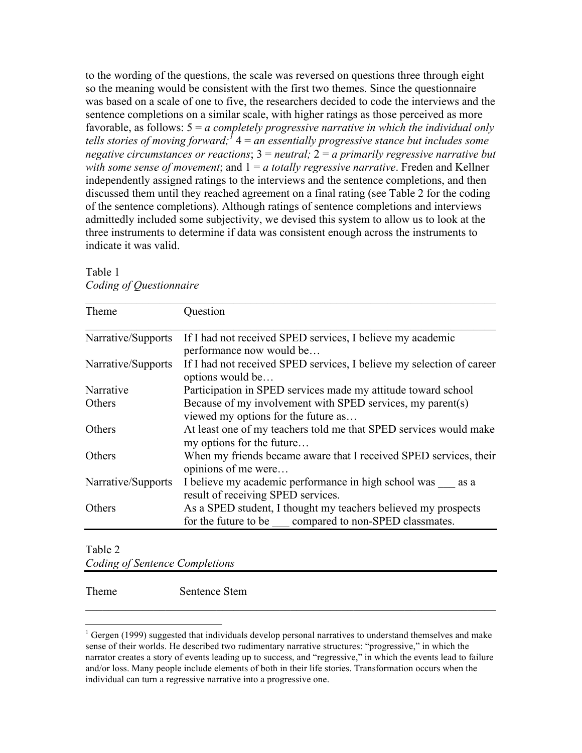to the wording of the questions, the scale was reversed on questions three through eight so the meaning would be consistent with the first two themes. Since the questionnaire was based on a scale of one to five, the researchers decided to code the interviews and the sentence completions on a similar scale, with higher ratings as those perceived as more favorable, as follows: 5 = *a completely progressive narrative in which the individual only tells stories of moving forward;*[1] 4 = *an essentially progressive stance but includes some negative circumstances or reactions*; 3 = *neutral;* 2 = *a primarily regressive narrative but with some sense of movement*; and 1 = *a totally regressive narrative*. Freden and Kellner independently assigned ratings to the interviews and the sentence completions, and then discussed them until they reached agreement on a final rating (see Table 2 for the coding of the sentence completions). Although ratings of sentence completions and interviews admittedly included some subjectivity, we devised this system to allow us to look at the three instruments to determine if data was consistent enough across the instruments to indicate it was valid.

Table 1
*Coding of Questionnaire*

| Theme | Question |
|---|---|
| Narrative/Supports | If I had not received SPED services, I believe my academic performance now would be… |
| Narrative/Supports | If I had not received SPED services, I believe my selection of career options would be… |
| Narrative | Participation in SPED services made my attitude toward school |
| Others | Because of my involvement with SPED services, my parent(s) viewed my options for the future as… |
| Others | At least one of my teachers told me that SPED services would make my options for the future… |
| Others | When my friends became aware that I received SPED services, their opinions of me were… |
| Narrative/Supports | I believe my academic performance in high school was ___ as a result of receiving SPED services. |
| Others | As a SPED student, I thought my teachers believed my prospects for the future to be ___ compared to non-SPED classmates. |

Table 2
*Coding of Sentence Completions*

| Theme | Sentence Stem |
|---|---|

[1] Gergen (1999) suggested that individuals develop personal narratives to understand themselves and make sense of their worlds. He described two rudimentary narrative structures: "progressive," in which the narrator creates a story of events leading up to success, and "regressive," in which the events lead to failure and/or loss. Many people include elements of both in their life stories. Transformation occurs when the individual can turn a regressive narrative into a progressive one.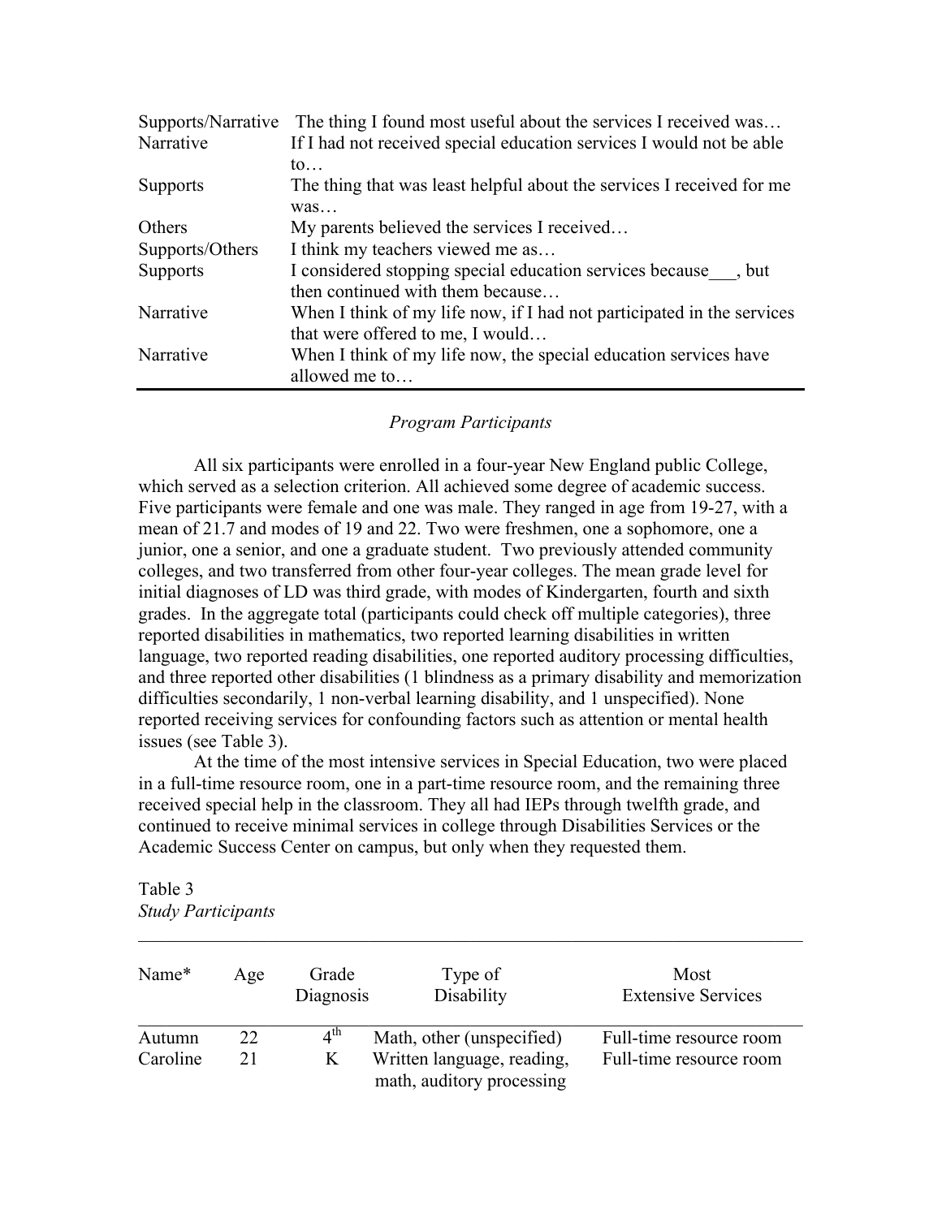| | |
|---|---|
| Supports/Narrative | The thing I found most useful about the services I received was… |
| Narrative | If I had not received special education services I would not be able to… |
| Supports | The thing that was least helpful about the services I received for me was… |
| Others | My parents believed the services I received… |
| Supports/Others | I think my teachers viewed me as… |
| Supports | I considered stopping special education services because___, but then continued with them because… |
| Narrative | When I think of my life now, if I had not participated in the services that were offered to me, I would… |
| Narrative | When I think of my life now, the special education services have allowed me to… |

*Program Participants*

All six participants were enrolled in a four-year New England public College, which served as a selection criterion. All achieved some degree of academic success. Five participants were female and one was male. They ranged in age from 19-27, with a mean of 21.7 and modes of 19 and 22. Two were freshmen, one a sophomore, one a junior, one a senior, and one a graduate student. Two previously attended community colleges, and two transferred from other four-year colleges. The mean grade level for initial diagnoses of LD was third grade, with modes of Kindergarten, fourth and sixth grades. In the aggregate total (participants could check off multiple categories), three reported disabilities in mathematics, two reported learning disabilities in written language, two reported reading disabilities, one reported auditory processing difficulties, and three reported other disabilities (1 blindness as a primary disability and memorization difficulties secondarily, 1 non-verbal learning disability, and 1 unspecified). None reported receiving services for confounding factors such as attention or mental health issues (see Table 3).

At the time of the most intensive services in Special Education, two were placed in a full-time resource room, one in a part-time resource room, and the remaining three received special help in the classroom. They all had IEPs through twelfth grade, and continued to receive minimal services in college through Disabilities Services or the Academic Success Center on campus, but only when they requested them.

Table 3
*Study Participants*

| Name* | Age | Grade Diagnosis | Type of Disability | Most Extensive Services |
|---|---|---|---|---|
| Autumn | 22 | 4th | Math, other (unspecified) | Full-time resource room |
| Caroline | 21 | K | Written language, reading, math, auditory processing | Full-time resource room |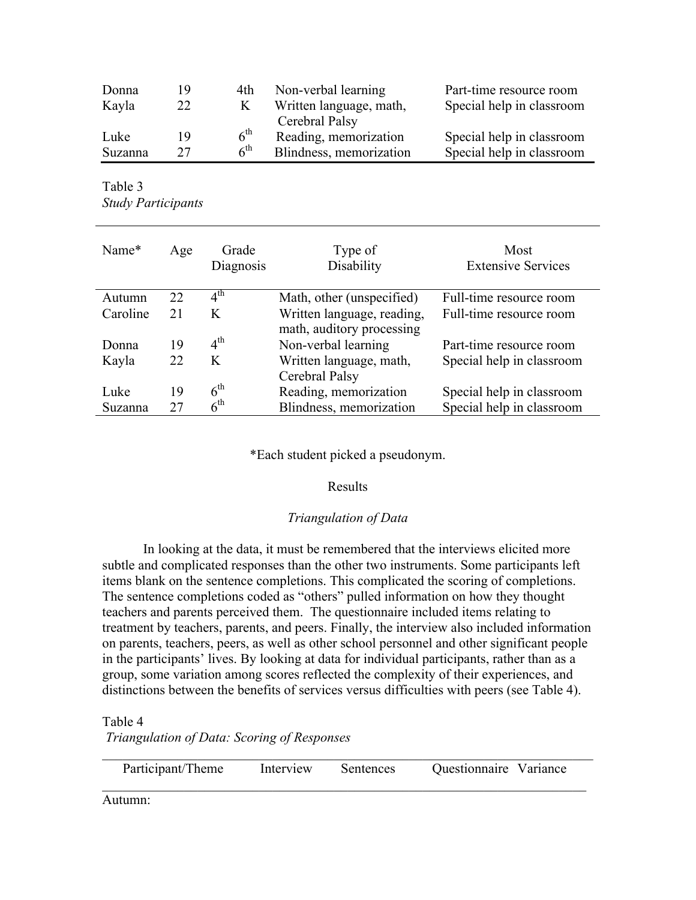| | | | | |
|---|---|---|---|---|
| Donna | 19 | 4th | Non-verbal learning | Part-time resource room |
| Kayla | 22 | K | Written language, math, Cerebral Palsy | Special help in classroom |
| Luke | 19 | 6th | Reading, memorization | Special help in classroom |
| Suzanna | 27 | 6th | Blindness, memorization | Special help in classroom |

Table 3
*Study Participants*

| Name* | Age | Grade Diagnosis | Type of Disability | Most Extensive Services |
|---|---|---|---|---|
| Autumn | 22 | 4th | Math, other (unspecified) | Full-time resource room |
| Caroline | 21 | K | Written language, reading, math, auditory processing | Full-time resource room |
| Donna | 19 | 4th | Non-verbal learning | Part-time resource room |
| Kayla | 22 | K | Written language, math, Cerebral Palsy | Special help in classroom |
| Luke | 19 | 6th | Reading, memorization | Special help in classroom |
| Suzanna | 27 | 6th | Blindness, memorization | Special help in classroom |

*Each student picked a pseudonym.

## Results

### *Triangulation of Data*

In looking at the data, it must be remembered that the interviews elicited more subtle and complicated responses than the other two instruments. Some participants left items blank on the sentence completions. This complicated the scoring of completions. The sentence completions coded as "others" pulled information on how they thought teachers and parents perceived them. The questionnaire included items relating to treatment by teachers, parents, and peers. Finally, the interview also included information on parents, teachers, peers, as well as other school personnel and other significant people in the participants' lives. By looking at data for individual participants, rather than as a group, some variation among scores reflected the complexity of their experiences, and distinctions between the benefits of services versus difficulties with peers (see Table 4).

Table 4
*Triangulation of Data: Scoring of Responses*

| Participant/Theme | Interview | Sentences | Questionnaire | Variance |
|---|---|---|---|---|
| Autumn: | | | | |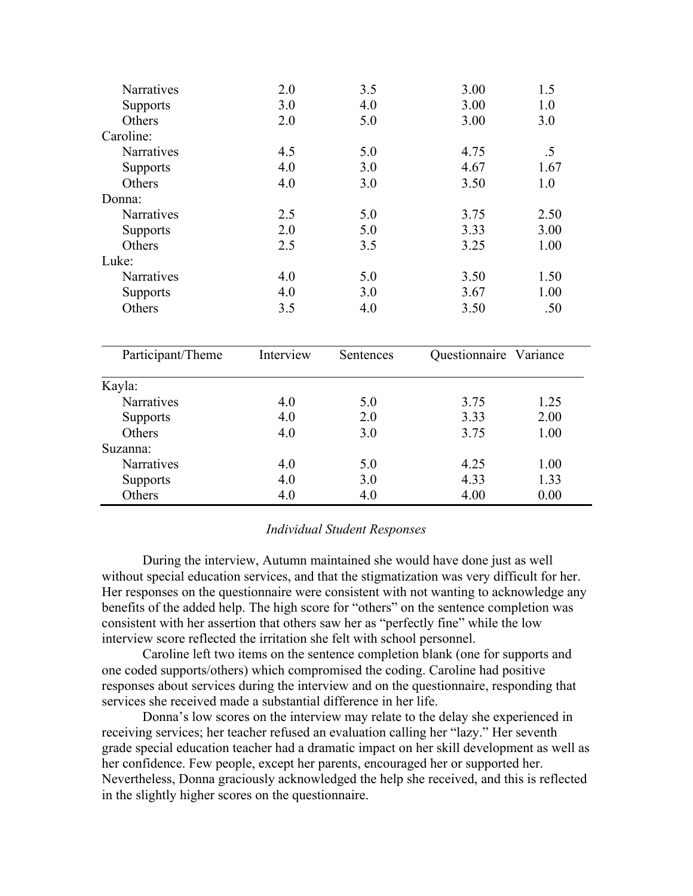| | | | | |
|---|---|---|---|---|
| Narratives | 2.0 | 3.5 | 3.00 | 1.5 |
| Supports | 3.0 | 4.0 | 3.00 | 1.0 |
| Others | 2.0 | 5.0 | 3.00 | 3.0 |
| Caroline: | | | | |
| Narratives | 4.5 | 5.0 | 4.75 | .5 |
| Supports | 4.0 | 3.0 | 4.67 | 1.67 |
| Others | 4.0 | 3.0 | 3.50 | 1.0 |
| Donna: | | | | |
| Narratives | 2.5 | 5.0 | 3.75 | 2.50 |
| Supports | 2.0 | 5.0 | 3.33 | 3.00 |
| Others | 2.5 | 3.5 | 3.25 | 1.00 |
| Luke: | | | | |
| Narratives | 4.0 | 5.0 | 3.50 | 1.50 |
| Supports | 4.0 | 3.0 | 3.67 | 1.00 |
| Others | 3.5 | 4.0 | 3.50 | .50 |

| Participant/Theme | Interview | Sentences | Questionnaire | Variance |
|---|---|---|---|---|
| Kayla: | | | | |
| Narratives | 4.0 | 5.0 | 3.75 | 1.25 |
| Supports | 4.0 | 2.0 | 3.33 | 2.00 |
| Others | 4.0 | 3.0 | 3.75 | 1.00 |
| Suzanna: | | | | |
| Narratives | 4.0 | 5.0 | 4.25 | 1.00 |
| Supports | 4.0 | 3.0 | 4.33 | 1.33 |
| Others | 4.0 | 4.0 | 4.00 | 0.00 |

### *Individual Student Responses*

During the interview, Autumn maintained she would have done just as well without special education services, and that the stigmatization was very difficult for her. Her responses on the questionnaire were consistent with not wanting to acknowledge any benefits of the added help. The high score for "others" on the sentence completion was consistent with her assertion that others saw her as "perfectly fine" while the low interview score reflected the irritation she felt with school personnel.

Caroline left two items on the sentence completion blank (one for supports and one coded supports/others) which compromised the coding. Caroline had positive responses about services during the interview and on the questionnaire, responding that services she received made a substantial difference in her life.

Donna's low scores on the interview may relate to the delay she experienced in receiving services; her teacher refused an evaluation calling her "lazy." Her seventh grade special education teacher had a dramatic impact on her skill development as well as her confidence. Few people, except her parents, encouraged her or supported her. Nevertheless, Donna graciously acknowledged the help she received, and this is reflected in the slightly higher scores on the questionnaire.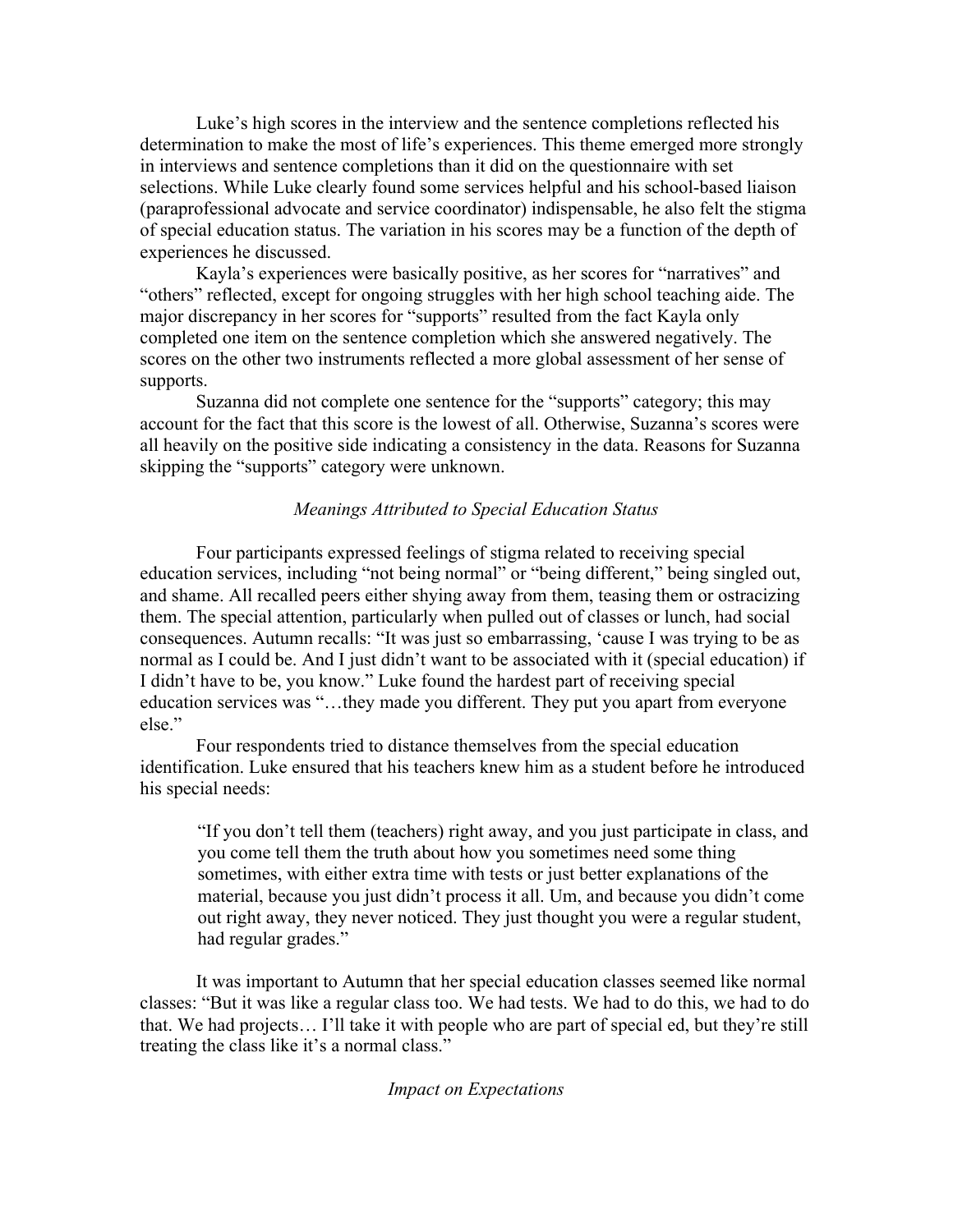Luke's high scores in the interview and the sentence completions reflected his determination to make the most of life's experiences. This theme emerged more strongly in interviews and sentence completions than it did on the questionnaire with set selections. While Luke clearly found some services helpful and his school-based liaison (paraprofessional advocate and service coordinator) indispensable, he also felt the stigma of special education status. The variation in his scores may be a function of the depth of experiences he discussed.

Kayla's experiences were basically positive, as her scores for "narratives" and "others" reflected, except for ongoing struggles with her high school teaching aide. The major discrepancy in her scores for "supports" resulted from the fact Kayla only completed one item on the sentence completion which she answered negatively. The scores on the other two instruments reflected a more global assessment of her sense of supports.

Suzanna did not complete one sentence for the "supports" category; this may account for the fact that this score is the lowest of all. Otherwise, Suzanna's scores were all heavily on the positive side indicating a consistency in the data. Reasons for Suzanna skipping the "supports" category were unknown.

### *Meanings Attributed to Special Education Status*

Four participants expressed feelings of stigma related to receiving special education services, including "not being normal" or "being different," being singled out, and shame. All recalled peers either shying away from them, teasing them or ostracizing them. The special attention, particularly when pulled out of classes or lunch, had social consequences. Autumn recalls: "It was just so embarrassing, 'cause I was trying to be as normal as I could be. And I just didn't want to be associated with it (special education) if I didn't have to be, you know." Luke found the hardest part of receiving special education services was "…they made you different. They put you apart from everyone else."

Four respondents tried to distance themselves from the special education identification. Luke ensured that his teachers knew him as a student before he introduced his special needs:

> "If you don't tell them (teachers) right away, and you just participate in class, and you come tell them the truth about how you sometimes need some thing sometimes, with either extra time with tests or just better explanations of the material, because you just didn't process it all. Um, and because you didn't come out right away, they never noticed. They just thought you were a regular student, had regular grades."

It was important to Autumn that her special education classes seemed like normal classes: "But it was like a regular class too. We had tests. We had to do this, we had to do that. We had projects… I'll take it with people who are part of special ed, but they're still treating the class like it's a normal class."

### *Impact on Expectations*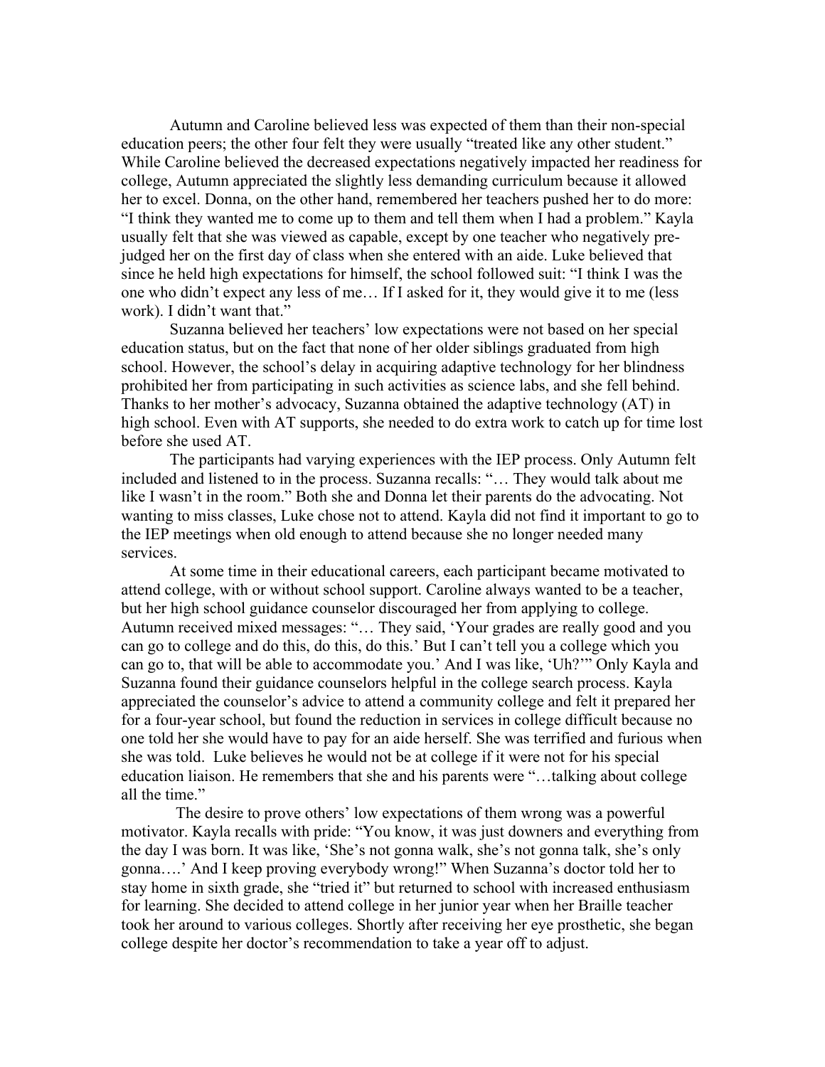Autumn and Caroline believed less was expected of them than their non-special education peers; the other four felt they were usually "treated like any other student." While Caroline believed the decreased expectations negatively impacted her readiness for college, Autumn appreciated the slightly less demanding curriculum because it allowed her to excel. Donna, on the other hand, remembered her teachers pushed her to do more: "I think they wanted me to come up to them and tell them when I had a problem." Kayla usually felt that she was viewed as capable, except by one teacher who negatively pre-judged her on the first day of class when she entered with an aide. Luke believed that since he held high expectations for himself, the school followed suit: "I think I was the one who didn't expect any less of me… If I asked for it, they would give it to me (less work). I didn't want that."

Suzanna believed her teachers' low expectations were not based on her special education status, but on the fact that none of her older siblings graduated from high school. However, the school's delay in acquiring adaptive technology for her blindness prohibited her from participating in such activities as science labs, and she fell behind. Thanks to her mother's advocacy, Suzanna obtained the adaptive technology (AT) in high school. Even with AT supports, she needed to do extra work to catch up for time lost before she used AT.

The participants had varying experiences with the IEP process. Only Autumn felt included and listened to in the process. Suzanna recalls: "… They would talk about me like I wasn't in the room." Both she and Donna let their parents do the advocating. Not wanting to miss classes, Luke chose not to attend. Kayla did not find it important to go to the IEP meetings when old enough to attend because she no longer needed many services.

At some time in their educational careers, each participant became motivated to attend college, with or without school support. Caroline always wanted to be a teacher, but her high school guidance counselor discouraged her from applying to college. Autumn received mixed messages: "… They said, 'Your grades are really good and you can go to college and do this, do this, do this.' But I can't tell you a college which you can go to, that will be able to accommodate you.' And I was like, 'Uh?'" Only Kayla and Suzanna found their guidance counselors helpful in the college search process. Kayla appreciated the counselor's advice to attend a community college and felt it prepared her for a four-year school, but found the reduction in services in college difficult because no one told her she would have to pay for an aide herself. She was terrified and furious when she was told. Luke believes he would not be at college if it were not for his special education liaison. He remembers that she and his parents were "…talking about college all the time."

The desire to prove others' low expectations of them wrong was a powerful motivator. Kayla recalls with pride: "You know, it was just downers and everything from the day I was born. It was like, 'She's not gonna walk, she's not gonna talk, she's only gonna….' And I keep proving everybody wrong!" When Suzanna's doctor told her to stay home in sixth grade, she "tried it" but returned to school with increased enthusiasm for learning. She decided to attend college in her junior year when her Braille teacher took her around to various colleges. Shortly after receiving her eye prosthetic, she began college despite her doctor's recommendation to take a year off to adjust.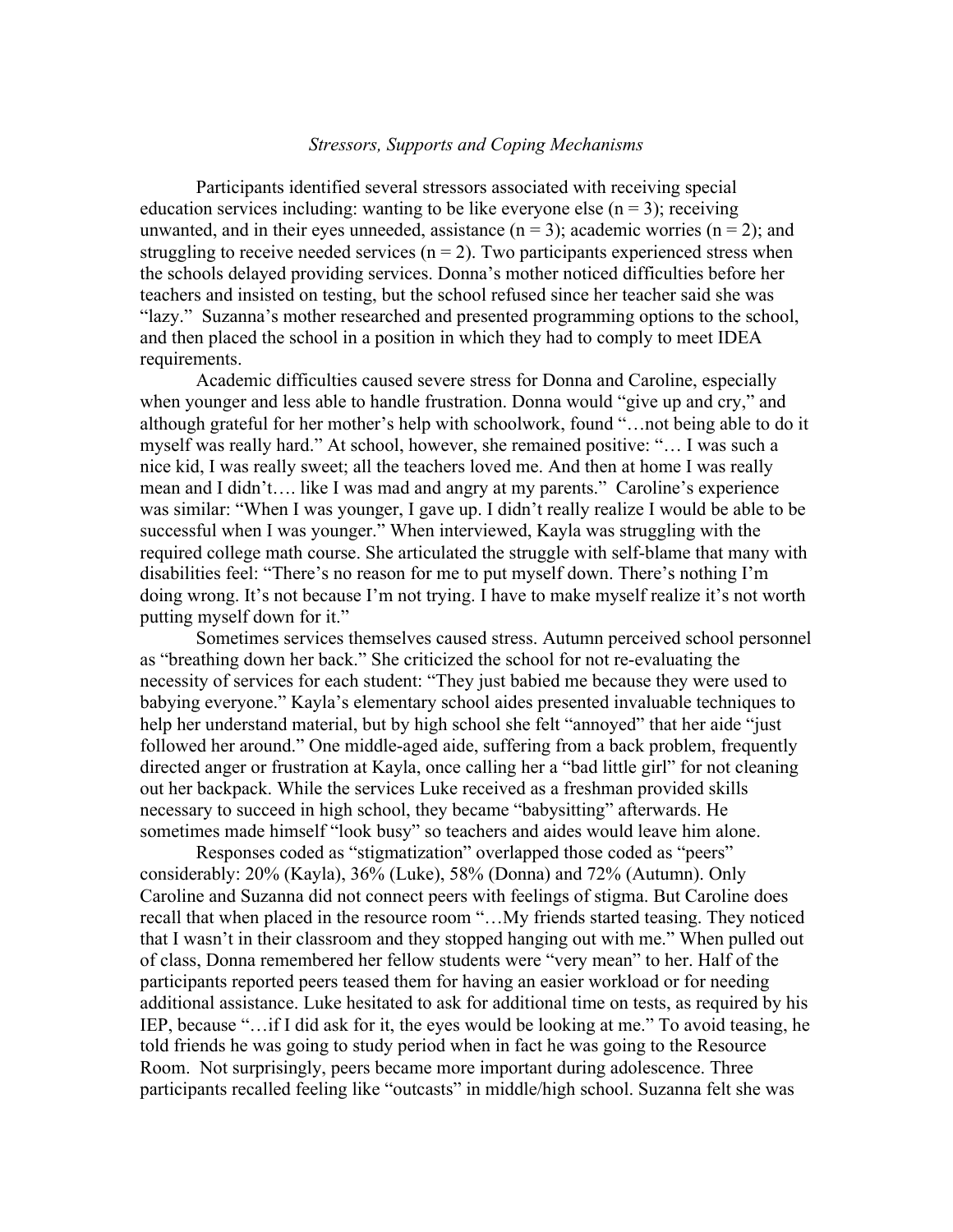### *Stressors, Supports and Coping Mechanisms*

Participants identified several stressors associated with receiving special education services including: wanting to be like everyone else (n = 3); receiving unwanted, and in their eyes unneeded, assistance (n = 3); academic worries (n = 2); and struggling to receive needed services (n = 2). Two participants experienced stress when the schools delayed providing services. Donna's mother noticed difficulties before her teachers and insisted on testing, but the school refused since her teacher said she was "lazy." Suzanna's mother researched and presented programming options to the school, and then placed the school in a position in which they had to comply to meet IDEA requirements.

Academic difficulties caused severe stress for Donna and Caroline, especially when younger and less able to handle frustration. Donna would "give up and cry," and although grateful for her mother's help with schoolwork, found "…not being able to do it myself was really hard." At school, however, she remained positive: "… I was such a nice kid, I was really sweet; all the teachers loved me. And then at home I was really mean and I didn't…. like I was mad and angry at my parents." Caroline's experience was similar: "When I was younger, I gave up. I didn't really realize I would be able to be successful when I was younger." When interviewed, Kayla was struggling with the required college math course. She articulated the struggle with self-blame that many with disabilities feel: "There's no reason for me to put myself down. There's nothing I'm doing wrong. It's not because I'm not trying. I have to make myself realize it's not worth putting myself down for it."

Sometimes services themselves caused stress. Autumn perceived school personnel as "breathing down her back." She criticized the school for not re-evaluating the necessity of services for each student: "They just babied me because they were used to babying everyone." Kayla's elementary school aides presented invaluable techniques to help her understand material, but by high school she felt "annoyed" that her aide "just followed her around." One middle-aged aide, suffering from a back problem, frequently directed anger or frustration at Kayla, once calling her a "bad little girl" for not cleaning out her backpack. While the services Luke received as a freshman provided skills necessary to succeed in high school, they became "babysitting" afterwards. He sometimes made himself "look busy" so teachers and aides would leave him alone.

Responses coded as "stigmatization" overlapped those coded as "peers" considerably: 20% (Kayla), 36% (Luke), 58% (Donna) and 72% (Autumn). Only Caroline and Suzanna did not connect peers with feelings of stigma. But Caroline does recall that when placed in the resource room "…My friends started teasing. They noticed that I wasn't in their classroom and they stopped hanging out with me." When pulled out of class, Donna remembered her fellow students were "very mean" to her. Half of the participants reported peers teased them for having an easier workload or for needing additional assistance. Luke hesitated to ask for additional time on tests, as required by his IEP, because "…if I did ask for it, the eyes would be looking at me." To avoid teasing, he told friends he was going to study period when in fact he was going to the Resource Room. Not surprisingly, peers became more important during adolescence. Three participants recalled feeling like "outcasts" in middle/high school. Suzanna felt she was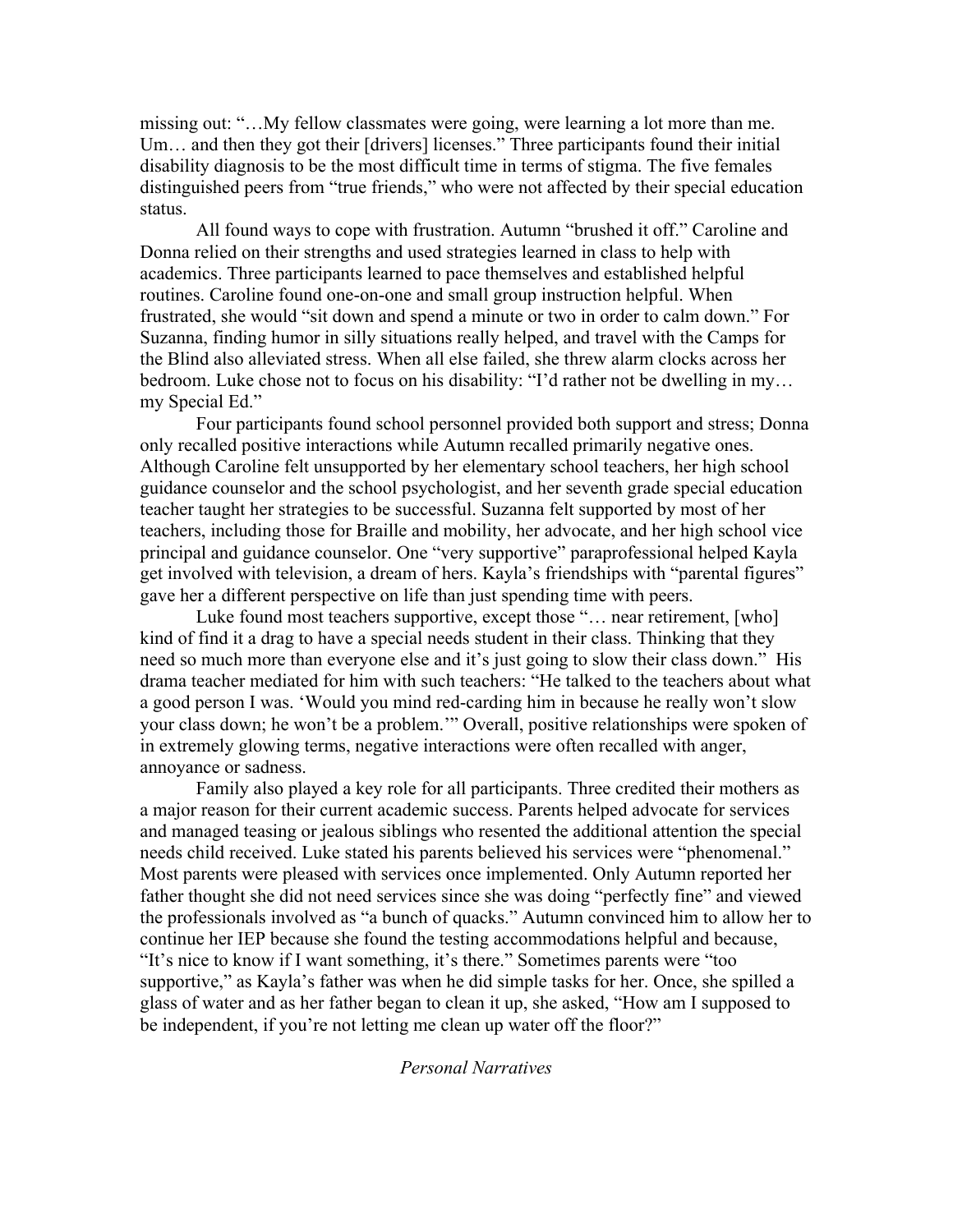missing out: "…My fellow classmates were going, were learning a lot more than me. Um… and then they got their [drivers] licenses." Three participants found their initial disability diagnosis to be the most difficult time in terms of stigma. The five females distinguished peers from "true friends," who were not affected by their special education status.

All found ways to cope with frustration. Autumn "brushed it off." Caroline and Donna relied on their strengths and used strategies learned in class to help with academics. Three participants learned to pace themselves and established helpful routines. Caroline found one-on-one and small group instruction helpful. When frustrated, she would "sit down and spend a minute or two in order to calm down." For Suzanna, finding humor in silly situations really helped, and travel with the Camps for the Blind also alleviated stress. When all else failed, she threw alarm clocks across her bedroom. Luke chose not to focus on his disability: "I'd rather not be dwelling in my… my Special Ed."

Four participants found school personnel provided both support and stress; Donna only recalled positive interactions while Autumn recalled primarily negative ones. Although Caroline felt unsupported by her elementary school teachers, her high school guidance counselor and the school psychologist, and her seventh grade special education teacher taught her strategies to be successful. Suzanna felt supported by most of her teachers, including those for Braille and mobility, her advocate, and her high school vice principal and guidance counselor. One "very supportive" paraprofessional helped Kayla get involved with television, a dream of hers. Kayla's friendships with "parental figures" gave her a different perspective on life than just spending time with peers.

Luke found most teachers supportive, except those "… near retirement, [who] kind of find it a drag to have a special needs student in their class. Thinking that they need so much more than everyone else and it's just going to slow their class down." His drama teacher mediated for him with such teachers: "He talked to the teachers about what a good person I was. 'Would you mind red-carding him in because he really won't slow your class down; he won't be a problem.'" Overall, positive relationships were spoken of in extremely glowing terms, negative interactions were often recalled with anger, annoyance or sadness.

Family also played a key role for all participants. Three credited their mothers as a major reason for their current academic success. Parents helped advocate for services and managed teasing or jealous siblings who resented the additional attention the special needs child received. Luke stated his parents believed his services were "phenomenal." Most parents were pleased with services once implemented. Only Autumn reported her father thought she did not need services since she was doing "perfectly fine" and viewed the professionals involved as "a bunch of quacks." Autumn convinced him to allow her to continue her IEP because she found the testing accommodations helpful and because, "It's nice to know if I want something, it's there." Sometimes parents were "too supportive," as Kayla's father was when he did simple tasks for her. Once, she spilled a glass of water and as her father began to clean it up, she asked, "How am I supposed to be independent, if you're not letting me clean up water off the floor?"

*Personal Narratives*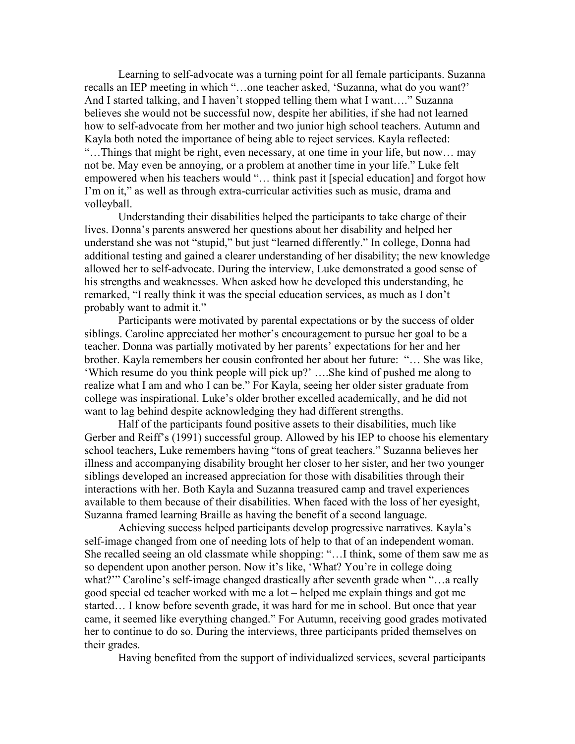Learning to self-advocate was a turning point for all female participants. Suzanna recalls an IEP meeting in which "…one teacher asked, 'Suzanna, what do you want?' And I started talking, and I haven't stopped telling them what I want…." Suzanna believes she would not be successful now, despite her abilities, if she had not learned how to self-advocate from her mother and two junior high school teachers. Autumn and Kayla both noted the importance of being able to reject services. Kayla reflected: "…Things that might be right, even necessary, at one time in your life, but now… may not be. May even be annoying, or a problem at another time in your life." Luke felt empowered when his teachers would "… think past it [special education] and forgot how I'm on it," as well as through extra-curricular activities such as music, drama and volleyball.

Understanding their disabilities helped the participants to take charge of their lives. Donna's parents answered her questions about her disability and helped her understand she was not "stupid," but just "learned differently." In college, Donna had additional testing and gained a clearer understanding of her disability; the new knowledge allowed her to self-advocate. During the interview, Luke demonstrated a good sense of his strengths and weaknesses. When asked how he developed this understanding, he remarked, "I really think it was the special education services, as much as I don't probably want to admit it."

Participants were motivated by parental expectations or by the success of older siblings. Caroline appreciated her mother's encouragement to pursue her goal to be a teacher. Donna was partially motivated by her parents' expectations for her and her brother. Kayla remembers her cousin confronted her about her future: "… She was like, 'Which resume do you think people will pick up?' ….She kind of pushed me along to realize what I am and who I can be." For Kayla, seeing her older sister graduate from college was inspirational. Luke's older brother excelled academically, and he did not want to lag behind despite acknowledging they had different strengths.

Half of the participants found positive assets to their disabilities, much like Gerber and Reiff's (1991) successful group. Allowed by his IEP to choose his elementary school teachers, Luke remembers having "tons of great teachers." Suzanna believes her illness and accompanying disability brought her closer to her sister, and her two younger siblings developed an increased appreciation for those with disabilities through their interactions with her. Both Kayla and Suzanna treasured camp and travel experiences available to them because of their disabilities. When faced with the loss of her eyesight, Suzanna framed learning Braille as having the benefit of a second language.

Achieving success helped participants develop progressive narratives. Kayla's self-image changed from one of needing lots of help to that of an independent woman. She recalled seeing an old classmate while shopping: "…I think, some of them saw me as so dependent upon another person. Now it's like, 'What? You're in college doing what?'" Caroline's self-image changed drastically after seventh grade when "…a really good special ed teacher worked with me a lot – helped me explain things and got me started… I know before seventh grade, it was hard for me in school. But once that year came, it seemed like everything changed." For Autumn, receiving good grades motivated her to continue to do so. During the interviews, three participants prided themselves on their grades.

Having benefited from the support of individualized services, several participants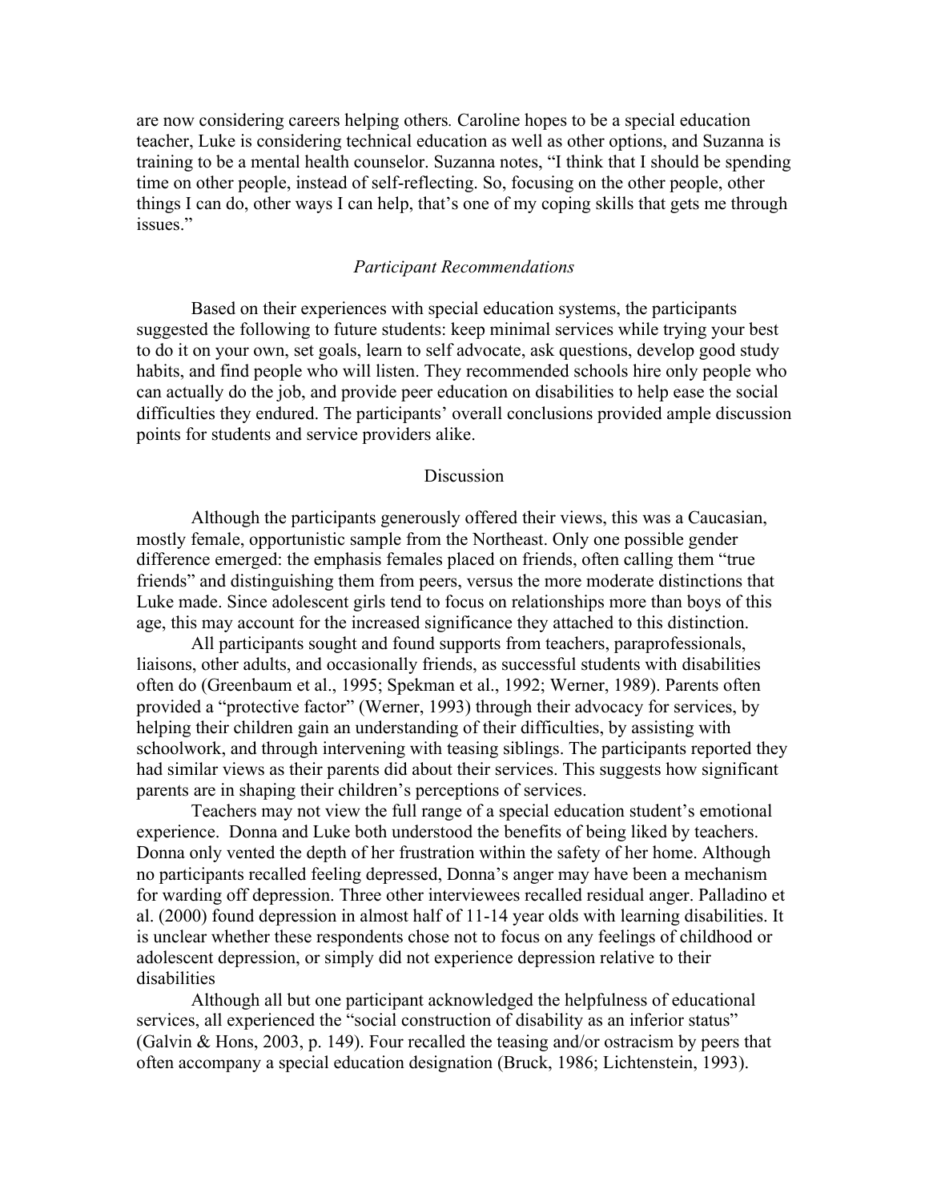are now considering careers helping others. Caroline hopes to be a special education teacher, Luke is considering technical education as well as other options, and Suzanna is training to be a mental health counselor. Suzanna notes, "I think that I should be spending time on other people, instead of self-reflecting. So, focusing on the other people, other things I can do, other ways I can help, that's one of my coping skills that gets me through issues."

### *Participant Recommendations*

Based on their experiences with special education systems, the participants suggested the following to future students: keep minimal services while trying your best to do it on your own, set goals, learn to self advocate, ask questions, develop good study habits, and find people who will listen. They recommended schools hire only people who can actually do the job, and provide peer education on disabilities to help ease the social difficulties they endured. The participants' overall conclusions provided ample discussion points for students and service providers alike.

## Discussion

Although the participants generously offered their views, this was a Caucasian, mostly female, opportunistic sample from the Northeast. Only one possible gender difference emerged: the emphasis females placed on friends, often calling them "true friends" and distinguishing them from peers, versus the more moderate distinctions that Luke made. Since adolescent girls tend to focus on relationships more than boys of this age, this may account for the increased significance they attached to this distinction.

All participants sought and found supports from teachers, paraprofessionals, liaisons, other adults, and occasionally friends, as successful students with disabilities often do (Greenbaum et al., 1995; Spekman et al., 1992; Werner, 1989). Parents often provided a "protective factor" (Werner, 1993) through their advocacy for services, by helping their children gain an understanding of their difficulties, by assisting with schoolwork, and through intervening with teasing siblings. The participants reported they had similar views as their parents did about their services. This suggests how significant parents are in shaping their children's perceptions of services.

Teachers may not view the full range of a special education student's emotional experience. Donna and Luke both understood the benefits of being liked by teachers. Donna only vented the depth of her frustration within the safety of her home. Although no participants recalled feeling depressed, Donna's anger may have been a mechanism for warding off depression. Three other interviewees recalled residual anger. Palladino et al. (2000) found depression in almost half of 11-14 year olds with learning disabilities. It is unclear whether these respondents chose not to focus on any feelings of childhood or adolescent depression, or simply did not experience depression relative to their disabilities

Although all but one participant acknowledged the helpfulness of educational services, all experienced the "social construction of disability as an inferior status" (Galvin & Hons, 2003, p. 149). Four recalled the teasing and/or ostracism by peers that often accompany a special education designation (Bruck, 1986; Lichtenstein, 1993).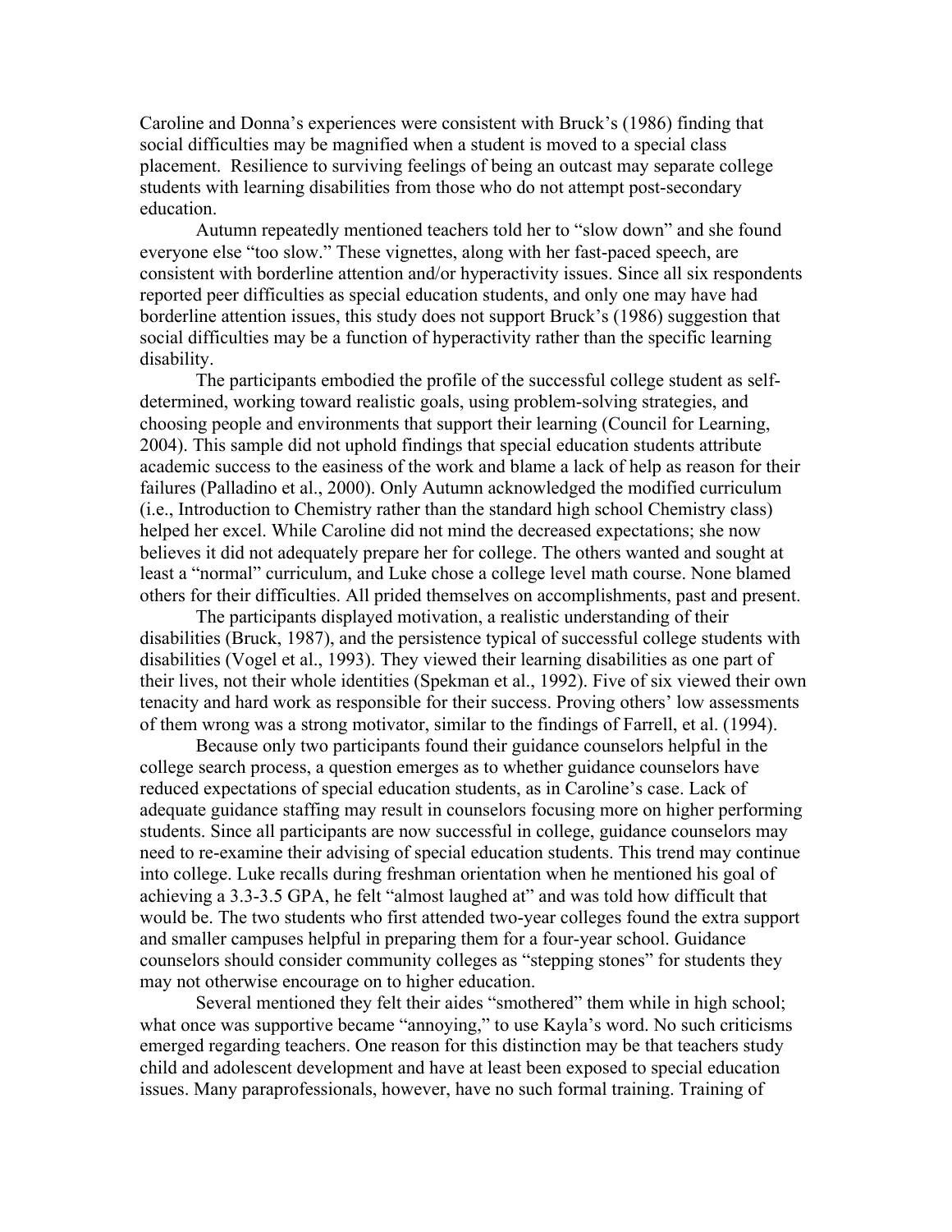Caroline and Donna's experiences were consistent with Bruck's (1986) finding that social difficulties may be magnified when a student is moved to a special class placement. Resilience to surviving feelings of being an outcast may separate college students with learning disabilities from those who do not attempt post-secondary education.

Autumn repeatedly mentioned teachers told her to "slow down" and she found everyone else "too slow." These vignettes, along with her fast-paced speech, are consistent with borderline attention and/or hyperactivity issues. Since all six respondents reported peer difficulties as special education students, and only one may have had borderline attention issues, this study does not support Bruck's (1986) suggestion that social difficulties may be a function of hyperactivity rather than the specific learning disability.

The participants embodied the profile of the successful college student as self-determined, working toward realistic goals, using problem-solving strategies, and choosing people and environments that support their learning (Council for Learning, 2004). This sample did not uphold findings that special education students attribute academic success to the easiness of the work and blame a lack of help as reason for their failures (Palladino et al., 2000). Only Autumn acknowledged the modified curriculum (i.e., Introduction to Chemistry rather than the standard high school Chemistry class) helped her excel. While Caroline did not mind the decreased expectations; she now believes it did not adequately prepare her for college. The others wanted and sought at least a "normal" curriculum, and Luke chose a college level math course. None blamed others for their difficulties. All prided themselves on accomplishments, past and present.

The participants displayed motivation, a realistic understanding of their disabilities (Bruck, 1987), and the persistence typical of successful college students with disabilities (Vogel et al., 1993). They viewed their learning disabilities as one part of their lives, not their whole identities (Spekman et al., 1992). Five of six viewed their own tenacity and hard work as responsible for their success. Proving others' low assessments of them wrong was a strong motivator, similar to the findings of Farrell, et al. (1994).

Because only two participants found their guidance counselors helpful in the college search process, a question emerges as to whether guidance counselors have reduced expectations of special education students, as in Caroline's case. Lack of adequate guidance staffing may result in counselors focusing more on higher performing students. Since all participants are now successful in college, guidance counselors may need to re-examine their advising of special education students. This trend may continue into college. Luke recalls during freshman orientation when he mentioned his goal of achieving a 3.3-3.5 GPA, he felt "almost laughed at" and was told how difficult that would be. The two students who first attended two-year colleges found the extra support and smaller campuses helpful in preparing them for a four-year school. Guidance counselors should consider community colleges as "stepping stones" for students they may not otherwise encourage on to higher education.

Several mentioned they felt their aides "smothered" them while in high school; what once was supportive became "annoying," to use Kayla's word. No such criticisms emerged regarding teachers. One reason for this distinction may be that teachers study child and adolescent development and have at least been exposed to special education issues. Many paraprofessionals, however, have no such formal training. Training of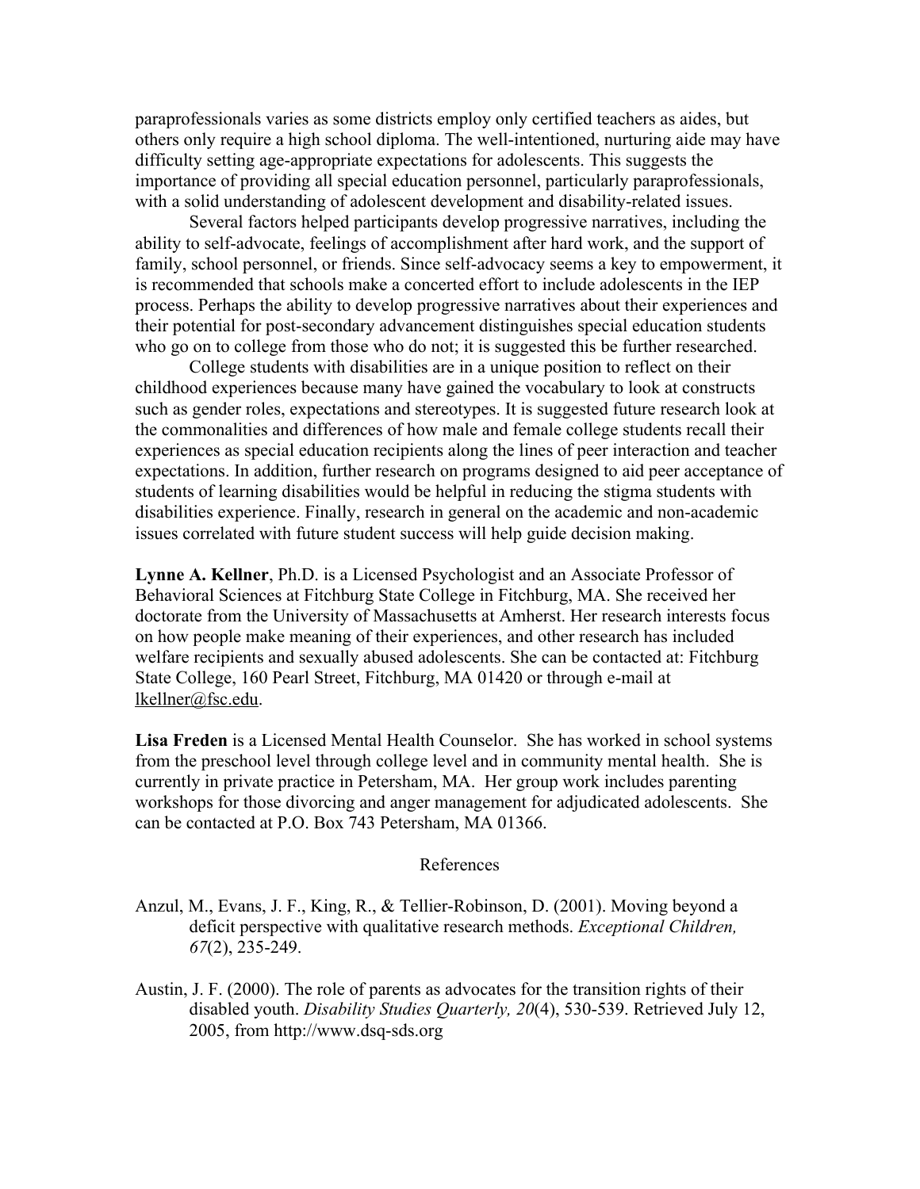paraprofessionals varies as some districts employ only certified teachers as aides, but others only require a high school diploma. The well-intentioned, nurturing aide may have difficulty setting age-appropriate expectations for adolescents. This suggests the importance of providing all special education personnel, particularly paraprofessionals, with a solid understanding of adolescent development and disability-related issues.

Several factors helped participants develop progressive narratives, including the ability to self-advocate, feelings of accomplishment after hard work, and the support of family, school personnel, or friends. Since self-advocacy seems a key to empowerment, it is recommended that schools make a concerted effort to include adolescents in the IEP process. Perhaps the ability to develop progressive narratives about their experiences and their potential for post-secondary advancement distinguishes special education students who go on to college from those who do not; it is suggested this be further researched.

College students with disabilities are in a unique position to reflect on their childhood experiences because many have gained the vocabulary to look at constructs such as gender roles, expectations and stereotypes. It is suggested future research look at the commonalities and differences of how male and female college students recall their experiences as special education recipients along the lines of peer interaction and teacher expectations. In addition, further research on programs designed to aid peer acceptance of students of learning disabilities would be helpful in reducing the stigma students with disabilities experience. Finally, research in general on the academic and non-academic issues correlated with future student success will help guide decision making.

**Lynne A. Kellner**, Ph.D. is a Licensed Psychologist and an Associate Professor of Behavioral Sciences at Fitchburg State College in Fitchburg, MA. She received her doctorate from the University of Massachusetts at Amherst. Her research interests focus on how people make meaning of their experiences, and other research has included welfare recipients and sexually abused adolescents. She can be contacted at: Fitchburg State College, 160 Pearl Street, Fitchburg, MA 01420 or through e-mail at lkellner@fsc.edu.

**Lisa Freden** is a Licensed Mental Health Counselor. She has worked in school systems from the preschool level through college level and in community mental health. She is currently in private practice in Petersham, MA. Her group work includes parenting workshops for those divorcing and anger management for adjudicated adolescents. She can be contacted at P.O. Box 743 Petersham, MA 01366.

## References

Anzul, M., Evans, J. F., King, R., & Tellier-Robinson, D. (2001). Moving beyond a deficit perspective with qualitative research methods. *Exceptional Children, 67*(2), 235-249.

Austin, J. F. (2000). The role of parents as advocates for the transition rights of their disabled youth. *Disability Studies Quarterly, 20*(4), 530-539. Retrieved July 12, 2005, from http://www.dsq-sds.org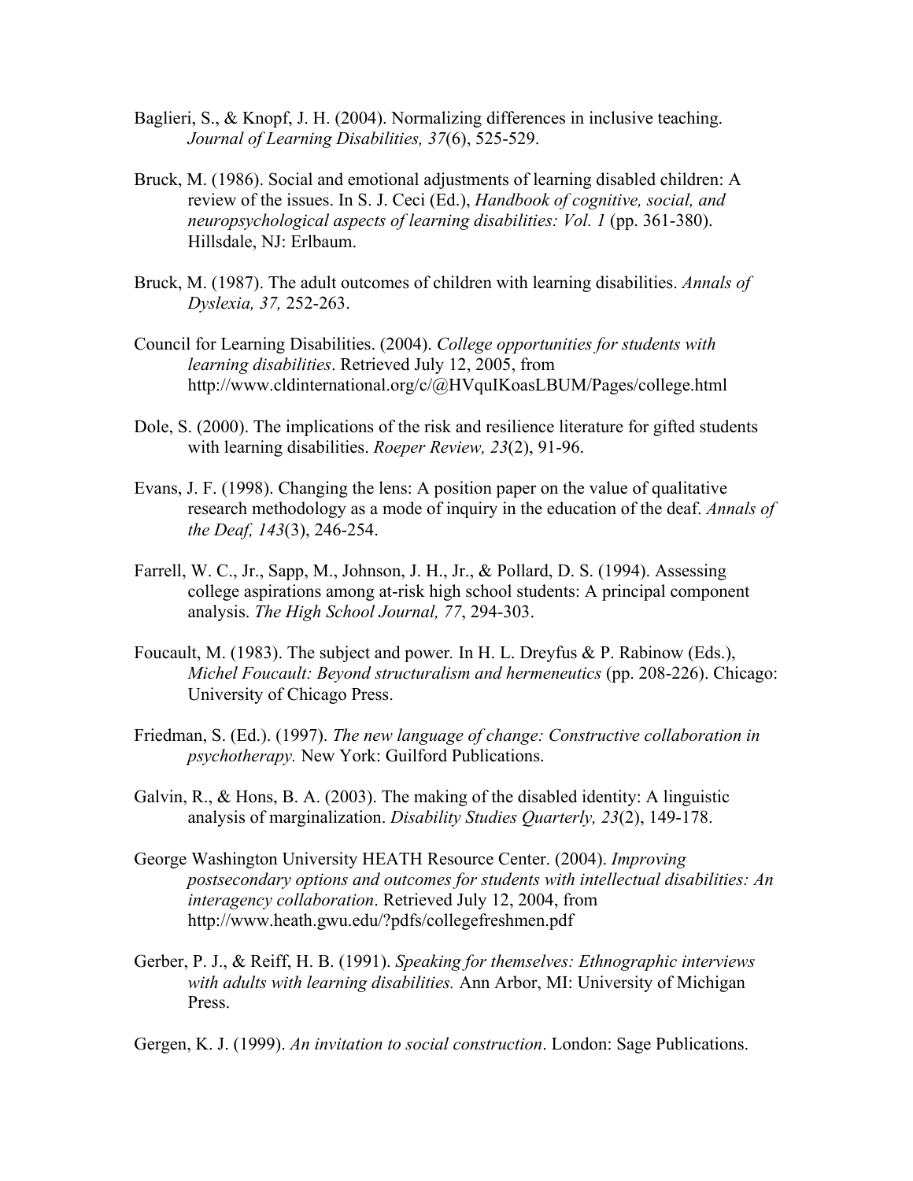Baglieri, S., & Knopf, J. H. (2004). Normalizing differences in inclusive teaching. *Journal of Learning Disabilities, 37*(6), 525-529.

Bruck, M. (1986). Social and emotional adjustments of learning disabled children: A review of the issues. In S. J. Ceci (Ed.), *Handbook of cognitive, social, and neuropsychological aspects of learning disabilities: Vol. 1* (pp. 361-380). Hillsdale, NJ: Erlbaum.

Bruck, M. (1987). The adult outcomes of children with learning disabilities. *Annals of Dyslexia, 37,* 252-263.

Council for Learning Disabilities. (2004). *College opportunities for students with learning disabilities*. Retrieved July 12, 2005, from http://www.cldinternational.org/c/@HVquIKoasLBUM/Pages/college.html

Dole, S. (2000). The implications of the risk and resilience literature for gifted students with learning disabilities. *Roeper Review, 23*(2), 91-96.

Evans, J. F. (1998). Changing the lens: A position paper on the value of qualitative research methodology as a mode of inquiry in the education of the deaf. *Annals of the Deaf, 143*(3), 246-254.

Farrell, W. C., Jr., Sapp, M., Johnson, J. H., Jr., & Pollard, D. S. (1994). Assessing college aspirations among at-risk high school students: A principal component analysis. *The High School Journal, 77*, 294-303.

Foucault, M. (1983). The subject and power. In H. L. Dreyfus & P. Rabinow (Eds.), *Michel Foucault: Beyond structuralism and hermeneutics* (pp. 208-226). Chicago: University of Chicago Press.

Friedman, S. (Ed.). (1997). *The new language of change: Constructive collaboration in psychotherapy.* New York: Guilford Publications.

Galvin, R., & Hons, B. A. (2003). The making of the disabled identity: A linguistic analysis of marginalization. *Disability Studies Quarterly, 23*(2), 149-178.

George Washington University HEATH Resource Center. (2004). *Improving postsecondary options and outcomes for students with intellectual disabilities: An interagency collaboration*. Retrieved July 12, 2004, from http://www.heath.gwu.edu/?pdfs/collegefreshmen.pdf

Gerber, P. J., & Reiff, H. B. (1991). *Speaking for themselves: Ethnographic interviews with adults with learning disabilities.* Ann Arbor, MI: University of Michigan Press.

Gergen, K. J. (1999). *An invitation to social construction*. London: Sage Publications.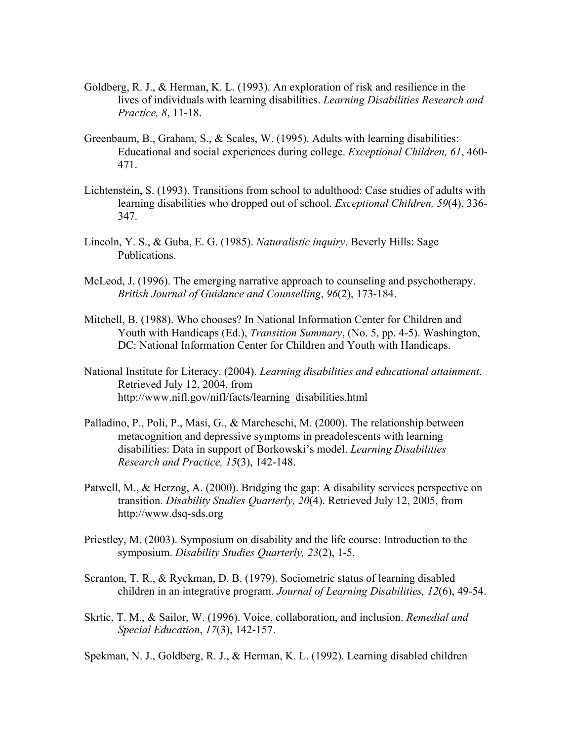Goldberg, R. J., & Herman, K. L. (1993). An exploration of risk and resilience in the lives of individuals with learning disabilities. *Learning Disabilities Research and Practice, 8*, 11-18.

Greenbaum, B., Graham, S., & Scales, W. (1995). Adults with learning disabilities: Educational and social experiences during college. *Exceptional Children, 61*, 460-471.

Lichtenstein, S. (1993). Transitions from school to adulthood: Case studies of adults with learning disabilities who dropped out of school. *Exceptional Children, 59*(4), 336-347.

Lincoln, Y. S., & Guba, E. G. (1985). *Naturalistic inquiry*. Beverly Hills: Sage Publications.

McLeod, J. (1996). The emerging narrative approach to counseling and psychotherapy. *British Journal of Guidance and Counselling*, *96*(2), 173-184.

Mitchell, B. (1988). Who chooses? In National Information Center for Children and Youth with Handicaps (Ed.), *Transition Summary*, (No. 5, pp. 4-5). Washington, DC: National Information Center for Children and Youth with Handicaps.

National Institute for Literacy. (2004). *Learning disabilities and educational attainment*. Retrieved July 12, 2004, from http://www.nifl.gov/nifl/facts/learning_disabilities.html

Palladino, P., Poli, P., Masi, G., & Marcheschi, M. (2000). The relationship between metacognition and depressive symptoms in preadolescents with learning disabilities: Data in support of Borkowski's model. *Learning Disabilities Research and Practice, 15*(3), 142-148.

Patwell, M., & Herzog, A. (2000). Bridging the gap: A disability services perspective on transition. *Disability Studies Quarterly, 20*(4). Retrieved July 12, 2005, from http://www.dsq-sds.org

Priestley, M. (2003). Symposium on disability and the life course: Introduction to the symposium. *Disability Studies Quarterly, 23*(2), 1-5.

Scranton, T. R., & Ryckman, D. B. (1979). Sociometric status of learning disabled children in an integrative program. *Journal of Learning Disabilities, 12*(6), 49-54.

Skrtic, T. M., & Sailor, W. (1996). Voice, collaboration, and inclusion. *Remedial and Special Education*, *17*(3), 142-157.

Spekman, N. J., Goldberg, R. J., & Herman, K. L. (1992). Learning disabled children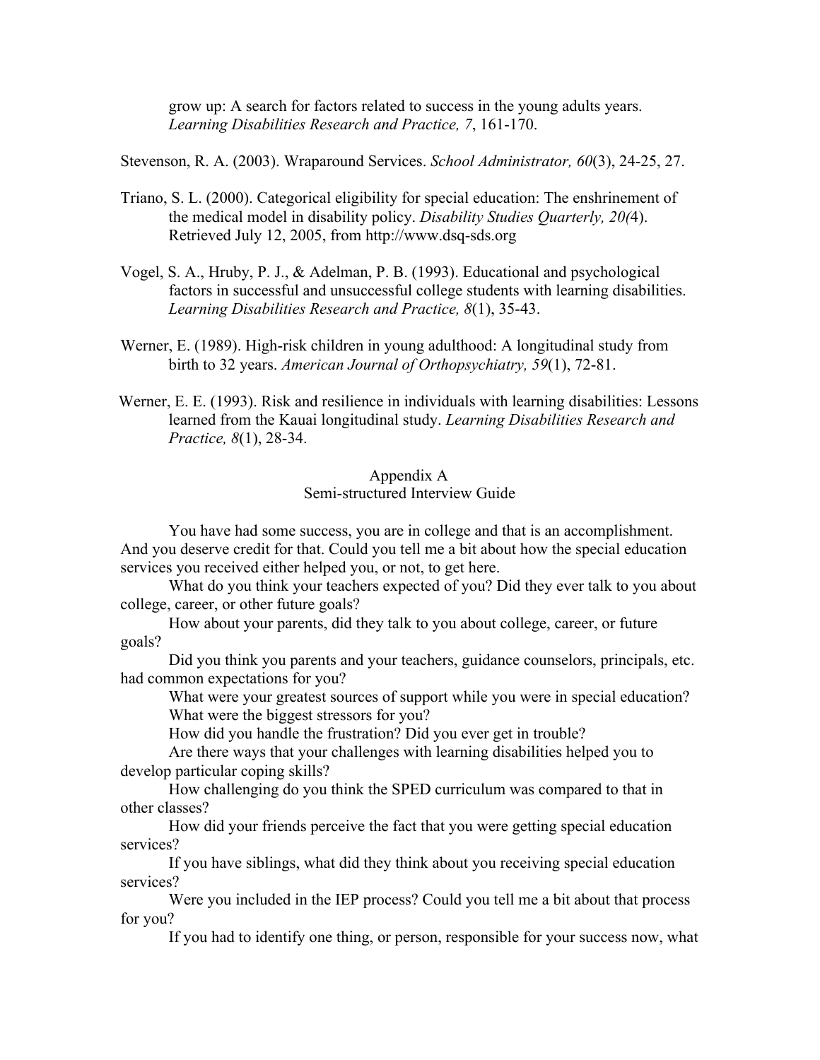grow up: A search for factors related to success in the young adults years. *Learning Disabilities Research and Practice, 7*, 161-170.

Stevenson, R. A. (2003). Wraparound Services. *School Administrator, 60*(3), 24-25, 27.

Triano, S. L. (2000). Categorical eligibility for special education: The enshrinement of the medical model in disability policy. *Disability Studies Quarterly, 20(*4). Retrieved July 12, 2005, from http://www.dsq-sds.org

Vogel, S. A., Hruby, P. J., & Adelman, P. B. (1993). Educational and psychological factors in successful and unsuccessful college students with learning disabilities. *Learning Disabilities Research and Practice, 8*(1), 35-43.

Werner, E. (1989). High-risk children in young adulthood: A longitudinal study from birth to 32 years. *American Journal of Orthopsychiatry, 59*(1), 72-81.

Werner, E. E. (1993). Risk and resilience in individuals with learning disabilities: Lessons learned from the Kauai longitudinal study. *Learning Disabilities Research and Practice, 8*(1), 28-34.

## Appendix A
## Semi-structured Interview Guide

You have had some success, you are in college and that is an accomplishment. And you deserve credit for that. Could you tell me a bit about how the special education services you received either helped you, or not, to get here.

What do you think your teachers expected of you? Did they ever talk to you about college, career, or other future goals?

How about your parents, did they talk to you about college, career, or future goals?

Did you think you parents and your teachers, guidance counselors, principals, etc. had common expectations for you?

What were your greatest sources of support while you were in special education?

What were the biggest stressors for you?

How did you handle the frustration? Did you ever get in trouble?

Are there ways that your challenges with learning disabilities helped you to develop particular coping skills?

How challenging do you think the SPED curriculum was compared to that in other classes?

How did your friends perceive the fact that you were getting special education services?

If you have siblings, what did they think about you receiving special education services?

Were you included in the IEP process? Could you tell me a bit about that process for you?

If you had to identify one thing, or person, responsible for your success now, what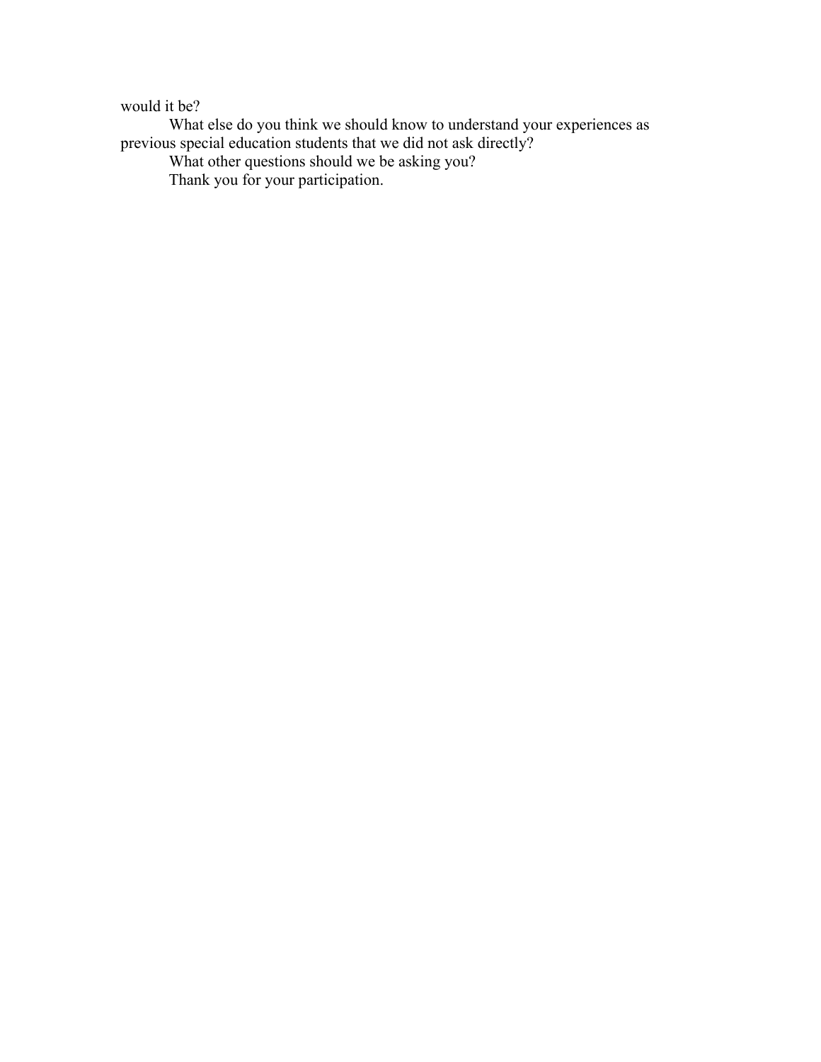would it be?

What else do you think we should know to understand your experiences as previous special education students that we did not ask directly?

What other questions should we be asking you?

Thank you for your participation.